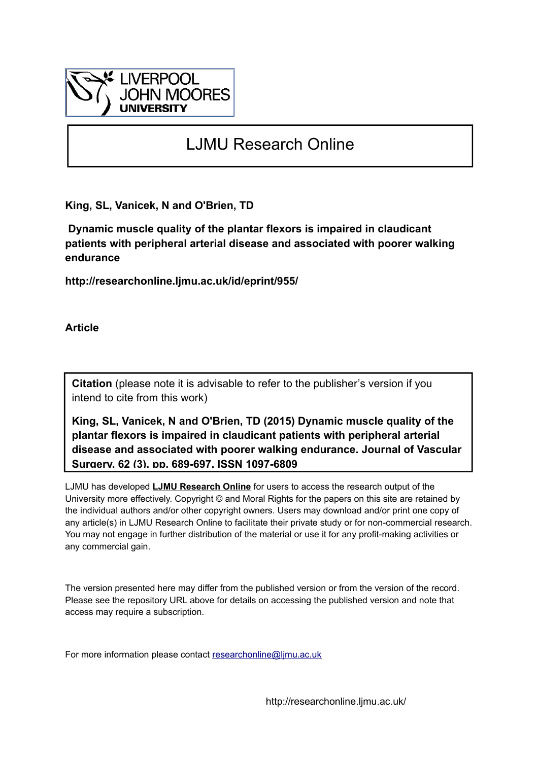# LJMU Research Online

**King, SL, Vanicek, N and O'Brien, TD**

**Dynamic muscle quality of the plantar flexors is impaired in claudicant patients with peripheral arterial disease and associated with poorer walking endurance**

**http://researchonline.ljmu.ac.uk/id/eprint/955/**

**Article**

**Citation** (please note it is advisable to refer to the publisher's version if you intend to cite from this work)

**King, SL, Vanicek, N and O'Brien, TD (2015) Dynamic muscle quality of the plantar flexors is impaired in claudicant patients with peripheral arterial disease and associated with poorer walking endurance. Journal of Vascular Surgery, 62 (3). pp. 689-697. ISSN 1097-6809**

LJMU has developed **LJMU Research Online** for users to access the research output of the University more effectively. Copyright © and Moral Rights for the papers on this site are retained by the individual authors and/or other copyright owners. Users may download and/or print one copy of any article(s) in LJMU Research Online to facilitate their private study or for non-commercial research. You may not engage in further distribution of the material or use it for any profit-making activities or any commercial gain.

The version presented here may differ from the published version or from the version of the record. Please see the repository URL above for details on accessing the published version and note that access may require a subscription.

For more information please contact researchonline@ljmu.ac.uk

http://researchonline.ljmu.ac.uk/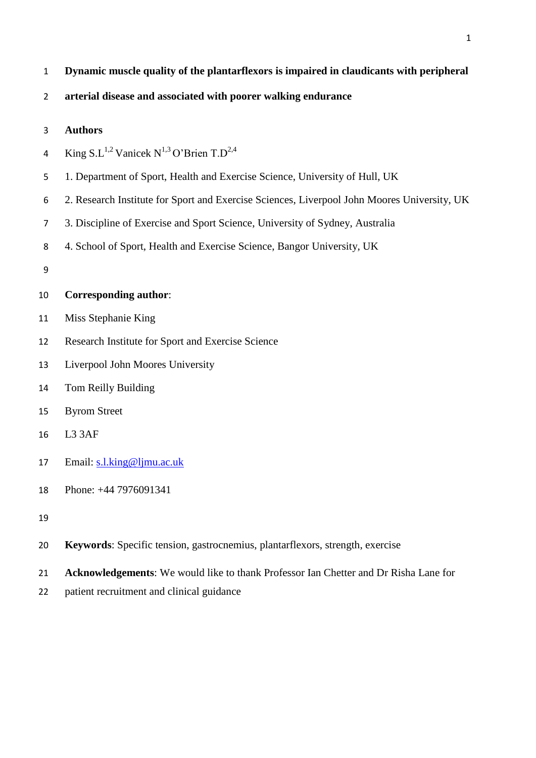# Dynamic muscle quality of the plantarflexors is impaired in claudicants with peripheral arterial disease and associated with poorer walking endurance

**Authors**

King S.L[1,2] Vanicek N[1,3] O'Brien T.D[2,4]

1. Department of Sport, Health and Exercise Science, University of Hull, UK
2. Research Institute for Sport and Exercise Sciences, Liverpool John Moores University, UK
3. Discipline of Exercise and Sport Science, University of Sydney, Australia
4. School of Sport, Health and Exercise Science, Bangor University, UK

**Corresponding author**:

Miss Stephanie King

Research Institute for Sport and Exercise Science

Liverpool John Moores University

Tom Reilly Building

Byrom Street

L3 3AF

Email: s.l.king@ljmu.ac.uk

Phone: +44 7976091341

**Keywords**: Specific tension, gastrocnemius, plantarflexors, strength, exercise

**Acknowledgements**: We would like to thank Professor Ian Chetter and Dr Risha Lane for patient recruitment and clinical guidance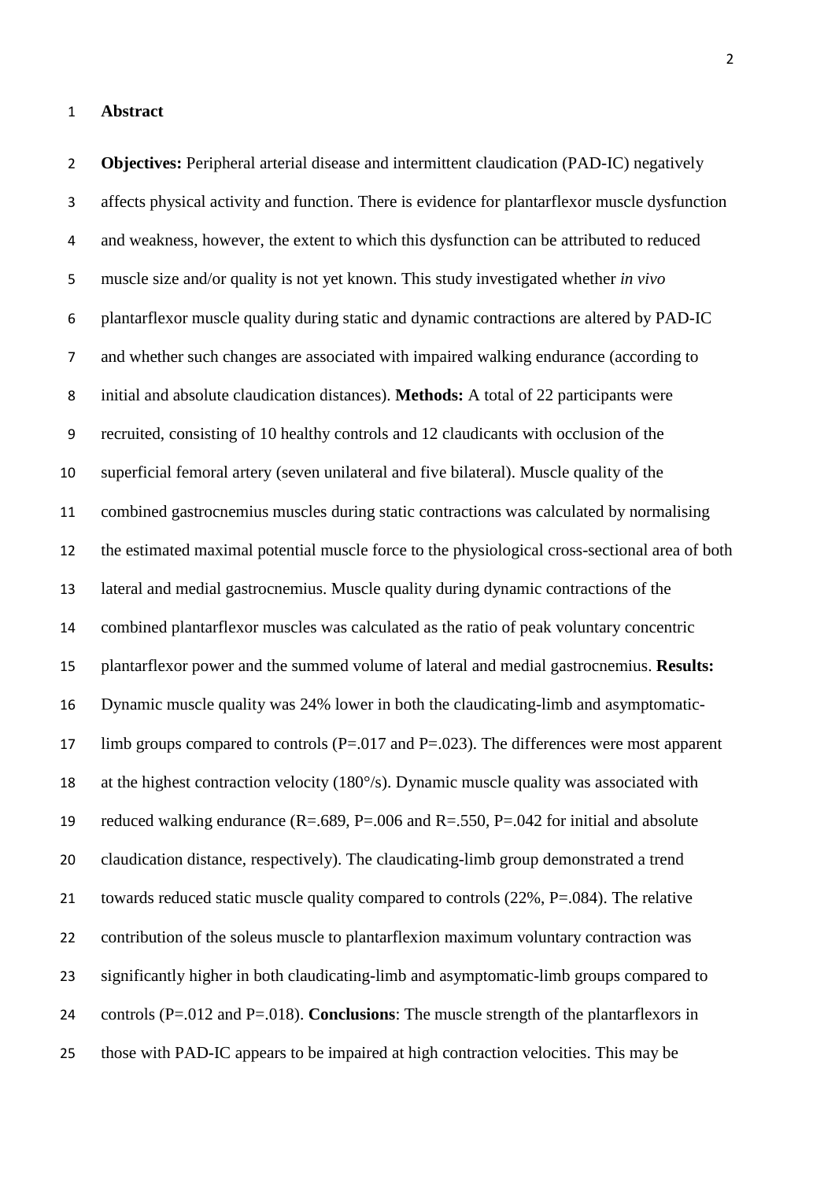## Abstract

**Objectives:** Peripheral arterial disease and intermittent claudication (PAD-IC) negatively affects physical activity and function. There is evidence for plantarflexor muscle dysfunction and weakness, however, the extent to which this dysfunction can be attributed to reduced muscle size and/or quality is not yet known. This study investigated whether *in vivo* plantarflexor muscle quality during static and dynamic contractions are altered by PAD-IC and whether such changes are associated with impaired walking endurance (according to initial and absolute claudication distances). **Methods:** A total of 22 participants were recruited, consisting of 10 healthy controls and 12 claudicants with occlusion of the superficial femoral artery (seven unilateral and five bilateral). Muscle quality of the combined gastrocnemius muscles during static contractions was calculated by normalising the estimated maximal potential muscle force to the physiological cross-sectional area of both lateral and medial gastrocnemius. Muscle quality during dynamic contractions of the combined plantarflexor muscles was calculated as the ratio of peak voluntary concentric plantarflexor power and the summed volume of lateral and medial gastrocnemius. **Results:** Dynamic muscle quality was 24% lower in both the claudicating-limb and asymptomatic-limb groups compared to controls ($P=.017$ and $P=.023$). The differences were most apparent at the highest contraction velocity (180°/s). Dynamic muscle quality was associated with reduced walking endurance ($R=.689$, $P=.006$ and $R=.550$, $P=.042$ for initial and absolute claudication distance, respectively). The claudicating-limb group demonstrated a trend towards reduced static muscle quality compared to controls (22%, $P=.084$). The relative contribution of the soleus muscle to plantarflexion maximum voluntary contraction was significantly higher in both claudicating-limb and asymptomatic-limb groups compared to controls ($P=.012$ and $P=.018$). **Conclusions**: The muscle strength of the plantarflexors in those with PAD-IC appears to be impaired at high contraction velocities. This may be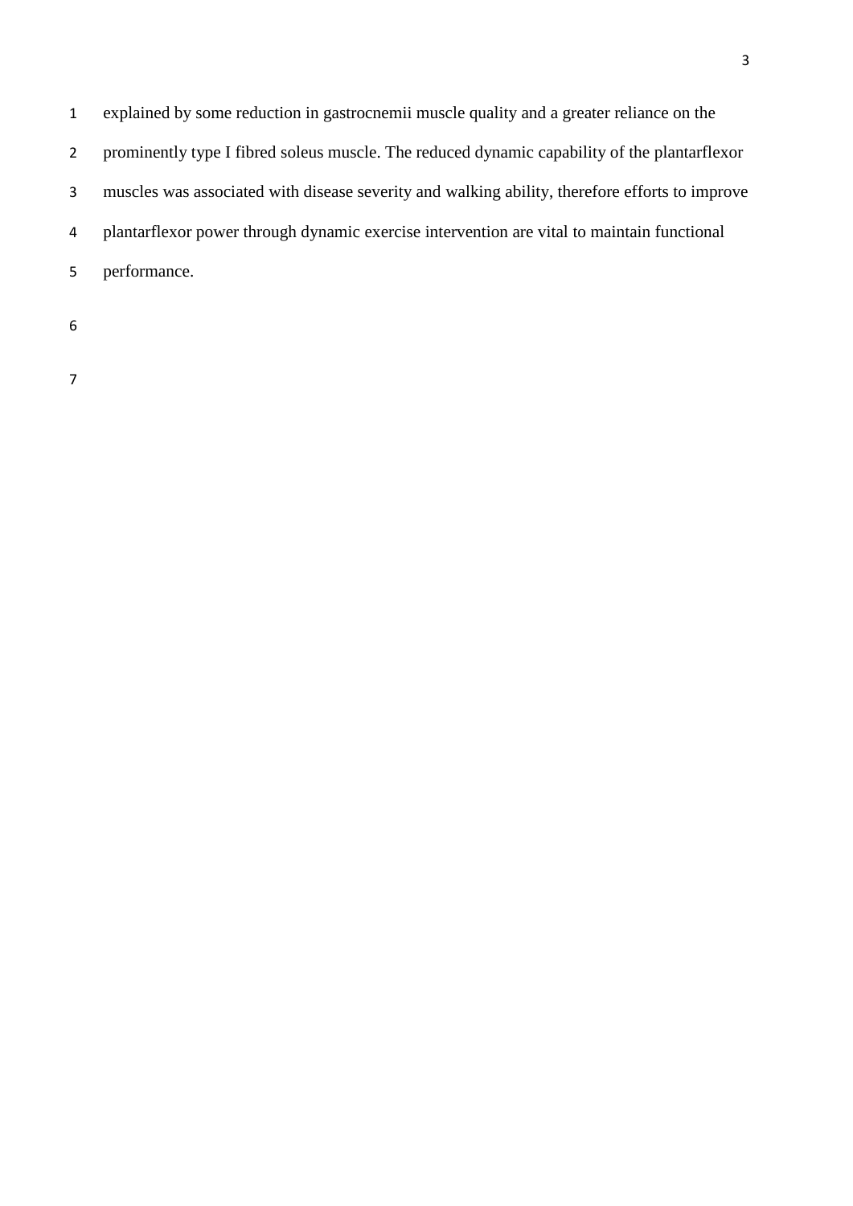explained by some reduction in gastrocnemii muscle quality and a greater reliance on the prominently type I fibred soleus muscle. The reduced dynamic capability of the plantarflexor muscles was associated with disease severity and walking ability, therefore efforts to improve plantarflexor power through dynamic exercise intervention are vital to maintain functional performance.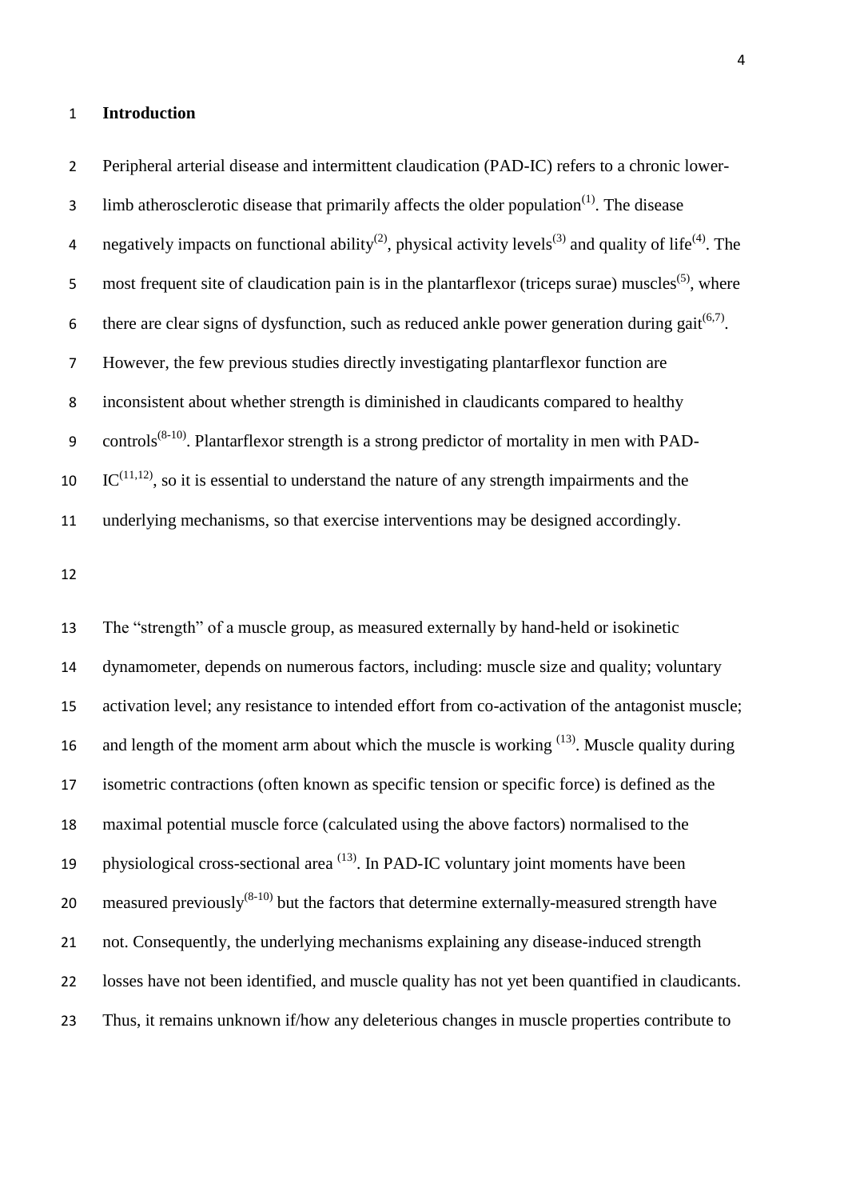## Introduction

Peripheral arterial disease and intermittent claudication (PAD-IC) refers to a chronic lower-limb atherosclerotic disease that primarily affects the older population[1]. The disease negatively impacts on functional ability[2], physical activity levels[3] and quality of life[4]. The most frequent site of claudication pain is in the plantarflexor (triceps surae) muscles[5], where there are clear signs of dysfunction, such as reduced ankle power generation during gait[6,7]. However, the few previous studies directly investigating plantarflexor function are inconsistent about whether strength is diminished in claudicants compared to healthy controls[8-10]. Plantarflexor strength is a strong predictor of mortality in men with PAD-IC[11,12], so it is essential to understand the nature of any strength impairments and the underlying mechanisms, so that exercise interventions may be designed accordingly.

The "strength" of a muscle group, as measured externally by hand-held or isokinetic dynamometer, depends on numerous factors, including: muscle size and quality; voluntary activation level; any resistance to intended effort from co-activation of the antagonist muscle; and length of the moment arm about which the muscle is working [13]. Muscle quality during isometric contractions (often known as specific tension or specific force) is defined as the maximal potential muscle force (calculated using the above factors) normalised to the physiological cross-sectional area [13]. In PAD-IC voluntary joint moments have been measured previously[8-10] but the factors that determine externally-measured strength have not. Consequently, the underlying mechanisms explaining any disease-induced strength losses have not been identified, and muscle quality has not yet been quantified in claudicants. Thus, it remains unknown if/how any deleterious changes in muscle properties contribute to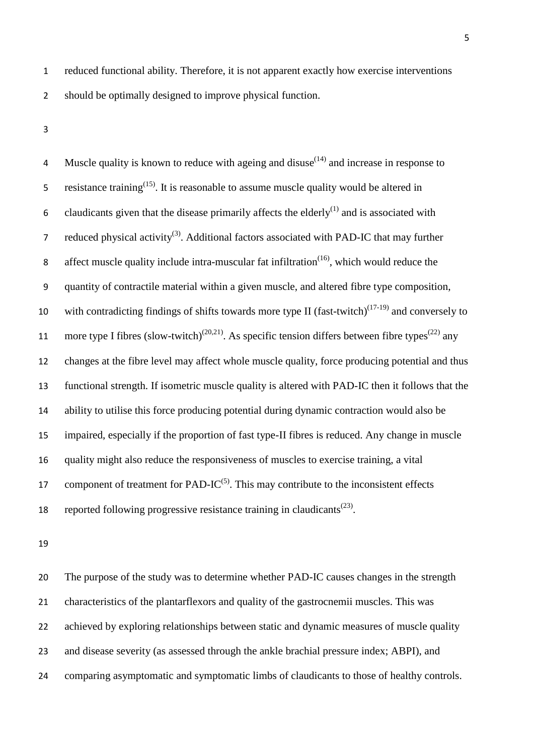reduced functional ability. Therefore, it is not apparent exactly how exercise interventions should be optimally designed to improve physical function.

Muscle quality is known to reduce with ageing and disuse[14] and increase in response to resistance training[15]. It is reasonable to assume muscle quality would be altered in claudicants given that the disease primarily affects the elderly[1] and is associated with reduced physical activity[3]. Additional factors associated with PAD-IC that may further affect muscle quality include intra-muscular fat infiltration[16], which would reduce the quantity of contractile material within a given muscle, and altered fibre type composition, with contradicting findings of shifts towards more type II (fast-twitch)[17-19] and conversely to more type I fibres (slow-twitch)[20,21]. As specific tension differs between fibre types[22] any changes at the fibre level may affect whole muscle quality, force producing potential and thus functional strength. If isometric muscle quality is altered with PAD-IC then it follows that the ability to utilise this force producing potential during dynamic contraction would also be impaired, especially if the proportion of fast type-II fibres is reduced. Any change in muscle quality might also reduce the responsiveness of muscles to exercise training, a vital component of treatment for PAD-IC[5]. This may contribute to the inconsistent effects reported following progressive resistance training in claudicants[23].

The purpose of the study was to determine whether PAD-IC causes changes in the strength characteristics of the plantarflexors and quality of the gastrocnemii muscles. This was achieved by exploring relationships between static and dynamic measures of muscle quality and disease severity (as assessed through the ankle brachial pressure index; ABPI), and comparing asymptomatic and symptomatic limbs of claudicants to those of healthy controls.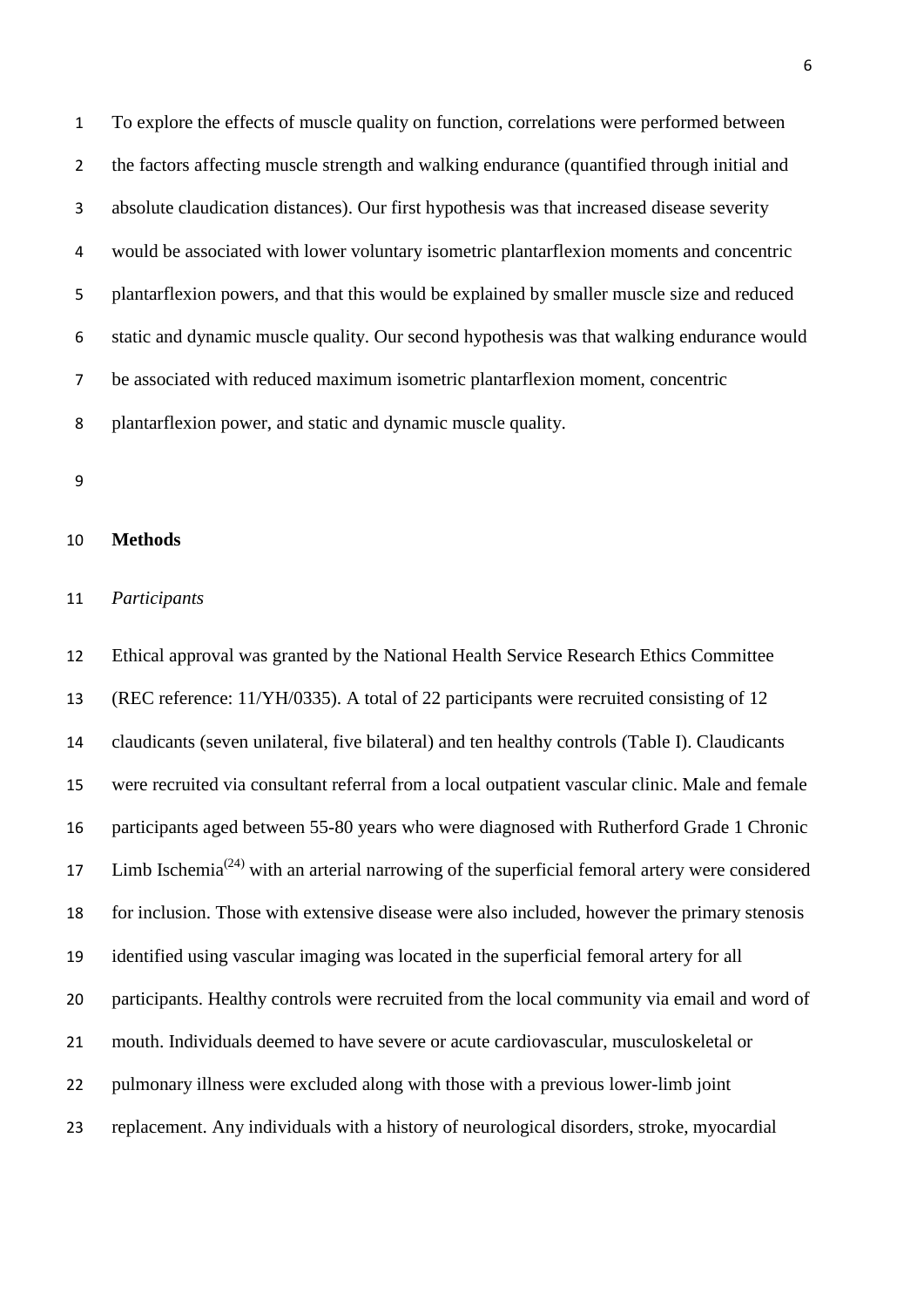To explore the effects of muscle quality on function, correlations were performed between the factors affecting muscle strength and walking endurance (quantified through initial and absolute claudication distances). Our first hypothesis was that increased disease severity would be associated with lower voluntary isometric plantarflexion moments and concentric plantarflexion powers, and that this would be explained by smaller muscle size and reduced static and dynamic muscle quality. Our second hypothesis was that walking endurance would be associated with reduced maximum isometric plantarflexion moment, concentric plantarflexion power, and static and dynamic muscle quality.

## Methods

### *Participants*

Ethical approval was granted by the National Health Service Research Ethics Committee (REC reference: 11/YH/0335). A total of 22 participants were recruited consisting of 12 claudicants (seven unilateral, five bilateral) and ten healthy controls (Table I). Claudicants were recruited via consultant referral from a local outpatient vascular clinic. Male and female participants aged between 55-80 years who were diagnosed with Rutherford Grade 1 Chronic Limb Ischemia[24] with an arterial narrowing of the superficial femoral artery were considered for inclusion. Those with extensive disease were also included, however the primary stenosis identified using vascular imaging was located in the superficial femoral artery for all participants. Healthy controls were recruited from the local community via email and word of mouth. Individuals deemed to have severe or acute cardiovascular, musculoskeletal or pulmonary illness were excluded along with those with a previous lower-limb joint replacement. Any individuals with a history of neurological disorders, stroke, myocardial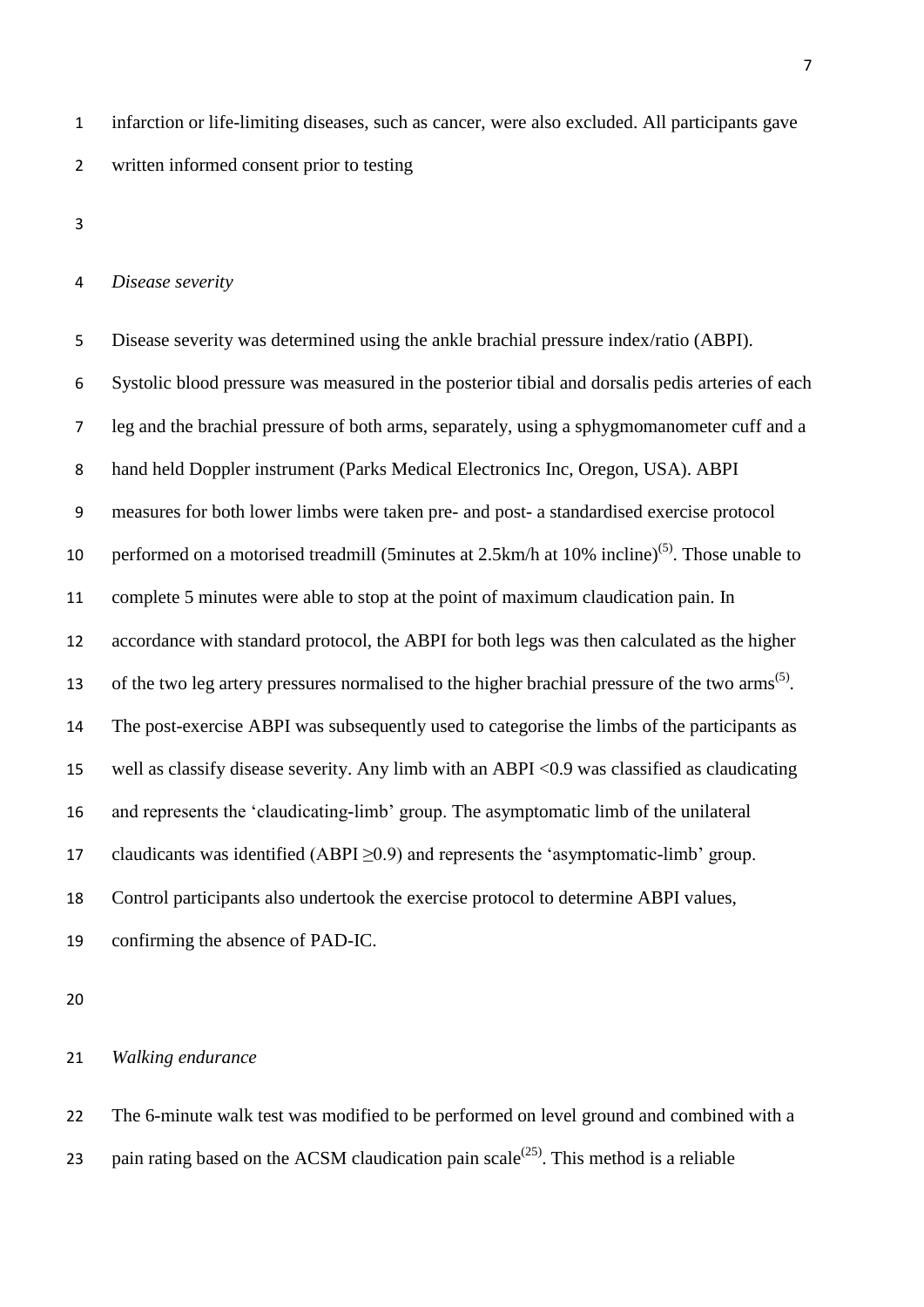infarction or life-limiting diseases, such as cancer, were also excluded. All participants gave written informed consent prior to testing

*Disease severity*

Disease severity was determined using the ankle brachial pressure index/ratio (ABPI). Systolic blood pressure was measured in the posterior tibial and dorsalis pedis arteries of each leg and the brachial pressure of both arms, separately, using a sphygmomanometer cuff and a hand held Doppler instrument (Parks Medical Electronics Inc, Oregon, USA). ABPI measures for both lower limbs were taken pre- and post- a standardised exercise protocol performed on a motorised treadmill (5minutes at 2.5km/h at 10% incline)[5]. Those unable to complete 5 minutes were able to stop at the point of maximum claudication pain. In accordance with standard protocol, the ABPI for both legs was then calculated as the higher of the two leg artery pressures normalised to the higher brachial pressure of the two arms[5]. The post-exercise ABPI was subsequently used to categorise the limbs of the participants as well as classify disease severity. Any limb with an ABPI <0.9 was classified as claudicating and represents the 'claudicating-limb' group. The asymptomatic limb of the unilateral claudicants was identified (ABPI ≥0.9) and represents the 'asymptomatic-limb' group. Control participants also undertook the exercise protocol to determine ABPI values, confirming the absence of PAD-IC.

*Walking endurance*

The 6-minute walk test was modified to be performed on level ground and combined with a pain rating based on the ACSM claudication pain scale[25]. This method is a reliable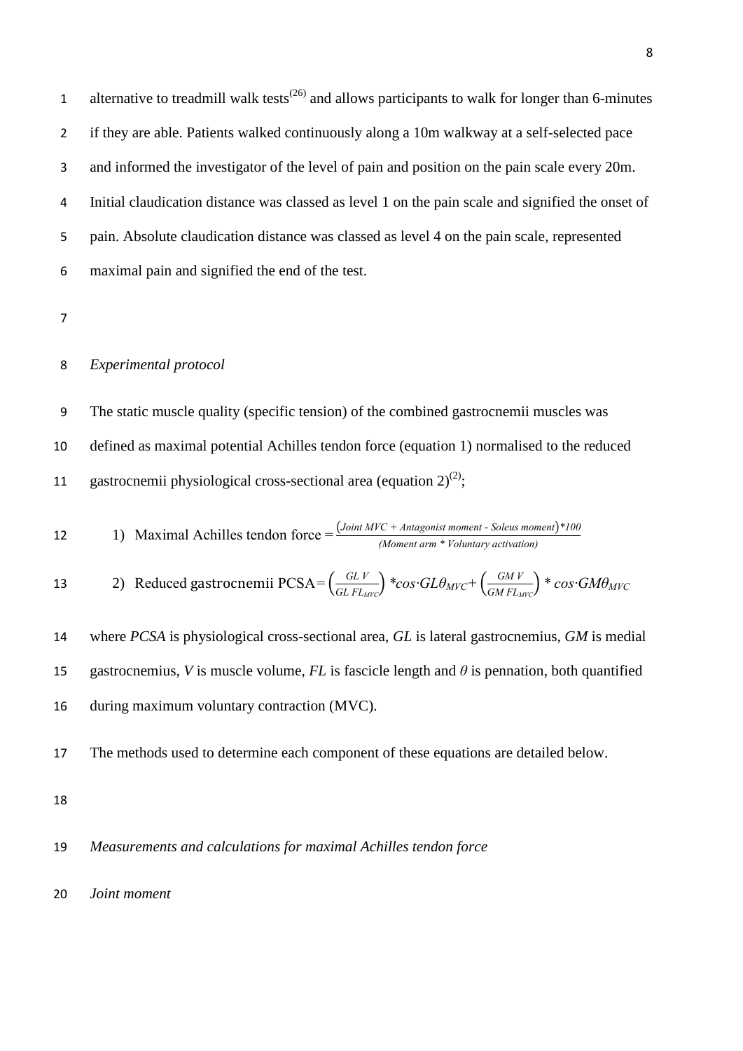alternative to treadmill walk tests[26] and allows participants to walk for longer than 6-minutes if they are able. Patients walked continuously along a 10m walkway at a self-selected pace and informed the investigator of the level of pain and position on the pain scale every 20m. Initial claudication distance was classed as level 1 on the pain scale and signified the onset of pain. Absolute claudication distance was classed as level 4 on the pain scale, represented maximal pain and signified the end of the test.

*Experimental protocol*

The static muscle quality (specific tension) of the combined gastrocnemii muscles was defined as maximal potential Achilles tendon force (equation 1) normalised to the reduced gastrocnemii physiological cross-sectional area (equation 2)[2];

1) Maximal Achilles tendon force $= \frac{(\textit{Joint MVC + Antagonist moment - Soleus moment})*100}{(\textit{Moment arm * Voluntary activation})}$

2) Reduced gastrocnemii PCSA $= \left(\frac{GL\ V}{GL\ FL_{MVC}}\right) * cos{\cdot}GL\theta_{MVC} + \left(\frac{GM\ V}{GM\ FL_{MVC}}\right) * cos{\cdot}GM\theta_{MVC}$

where *PCSA* is physiological cross-sectional area, *GL* is lateral gastrocnemius, *GM* is medial gastrocnemius, *V* is muscle volume, *FL* is fascicle length and $\theta$ is pennation, both quantified during maximum voluntary contraction (MVC).

The methods used to determine each component of these equations are detailed below.

*Measurements and calculations for maximal Achilles tendon force*

*Joint moment*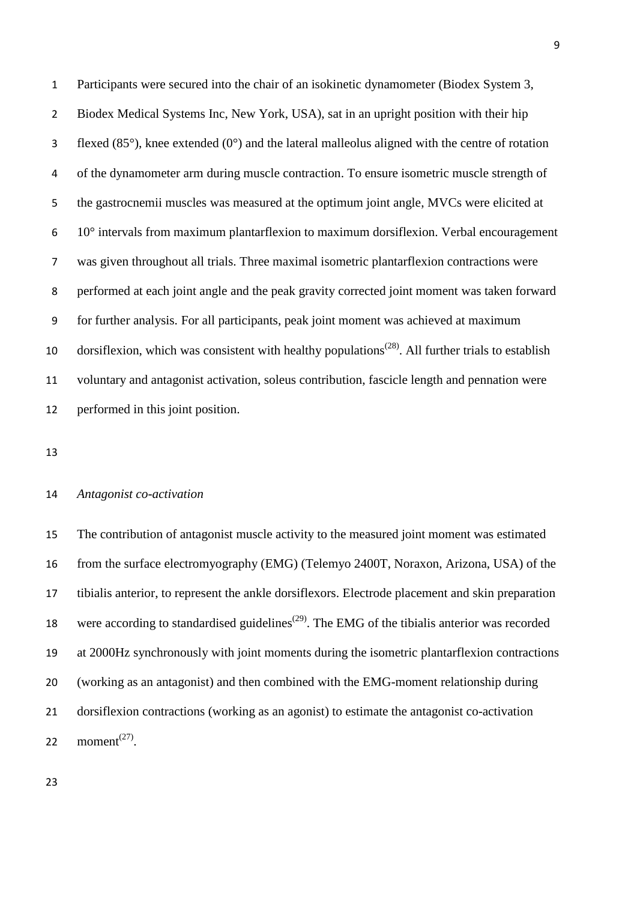Participants were secured into the chair of an isokinetic dynamometer (Biodex System 3, Biodex Medical Systems Inc, New York, USA), sat in an upright position with their hip flexed (85°), knee extended (0°) and the lateral malleolus aligned with the centre of rotation of the dynamometer arm during muscle contraction. To ensure isometric muscle strength of the gastrocnemii muscles was measured at the optimum joint angle, MVCs were elicited at 10° intervals from maximum plantarflexion to maximum dorsiflexion. Verbal encouragement was given throughout all trials. Three maximal isometric plantarflexion contractions were performed at each joint angle and the peak gravity corrected joint moment was taken forward for further analysis. For all participants, peak joint moment was achieved at maximum dorsiflexion, which was consistent with healthy populations(28). All further trials to establish voluntary and antagonist activation, soleus contribution, fascicle length and pennation were performed in this joint position.

*Antagonist co-activation*

The contribution of antagonist muscle activity to the measured joint moment was estimated from the surface electromyography (EMG) (Telemyo 2400T, Noraxon, Arizona, USA) of the tibialis anterior, to represent the ankle dorsiflexors. Electrode placement and skin preparation were according to standardised guidelines(29). The EMG of the tibialis anterior was recorded at 2000Hz synchronously with joint moments during the isometric plantarflexion contractions (working as an antagonist) and then combined with the EMG-moment relationship during dorsiflexion contractions (working as an agonist) to estimate the antagonist co-activation moment(27).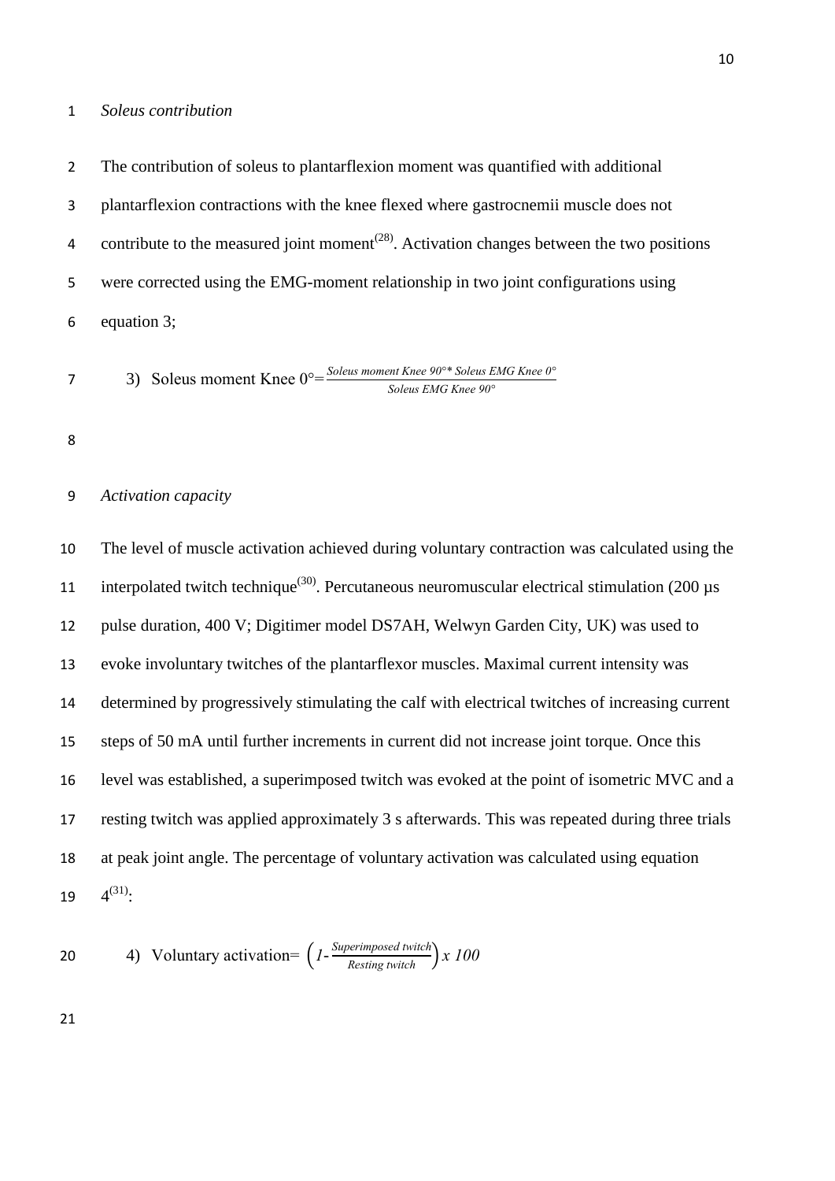*Soleus contribution*

The contribution of soleus to plantarflexion moment was quantified with additional plantarflexion contractions with the knee flexed where gastrocnemii muscle does not contribute to the measured joint moment[28]. Activation changes between the two positions were corrected using the EMG-moment relationship in two joint configurations using equation 3;

$$\text{3) Soleus moment Knee } 0° = \frac{\textit{Soleus moment Knee } 90° * \textit{ Soleus EMG Knee } 0°}{\textit{Soleus EMG Knee } 90°}$$

*Activation capacity*

The level of muscle activation achieved during voluntary contraction was calculated using the interpolated twitch technique[30]. Percutaneous neuromuscular electrical stimulation (200 µs pulse duration, 400 V; Digitimer model DS7AH, Welwyn Garden City, UK) was used to evoke involuntary twitches of the plantarflexor muscles. Maximal current intensity was determined by progressively stimulating the calf with electrical twitches of increasing current steps of 50 mA until further increments in current did not increase joint torque. Once this level was established, a superimposed twitch was evoked at the point of isometric MVC and a resting twitch was applied approximately 3 s afterwards. This was repeated during three trials at peak joint angle. The percentage of voluntary activation was calculated using equation 4[31]:

$$\text{4) Voluntary activation} = \left(1 - \frac{\textit{Superimposed twitch}}{\textit{Resting twitch}}\right) x\ 100$$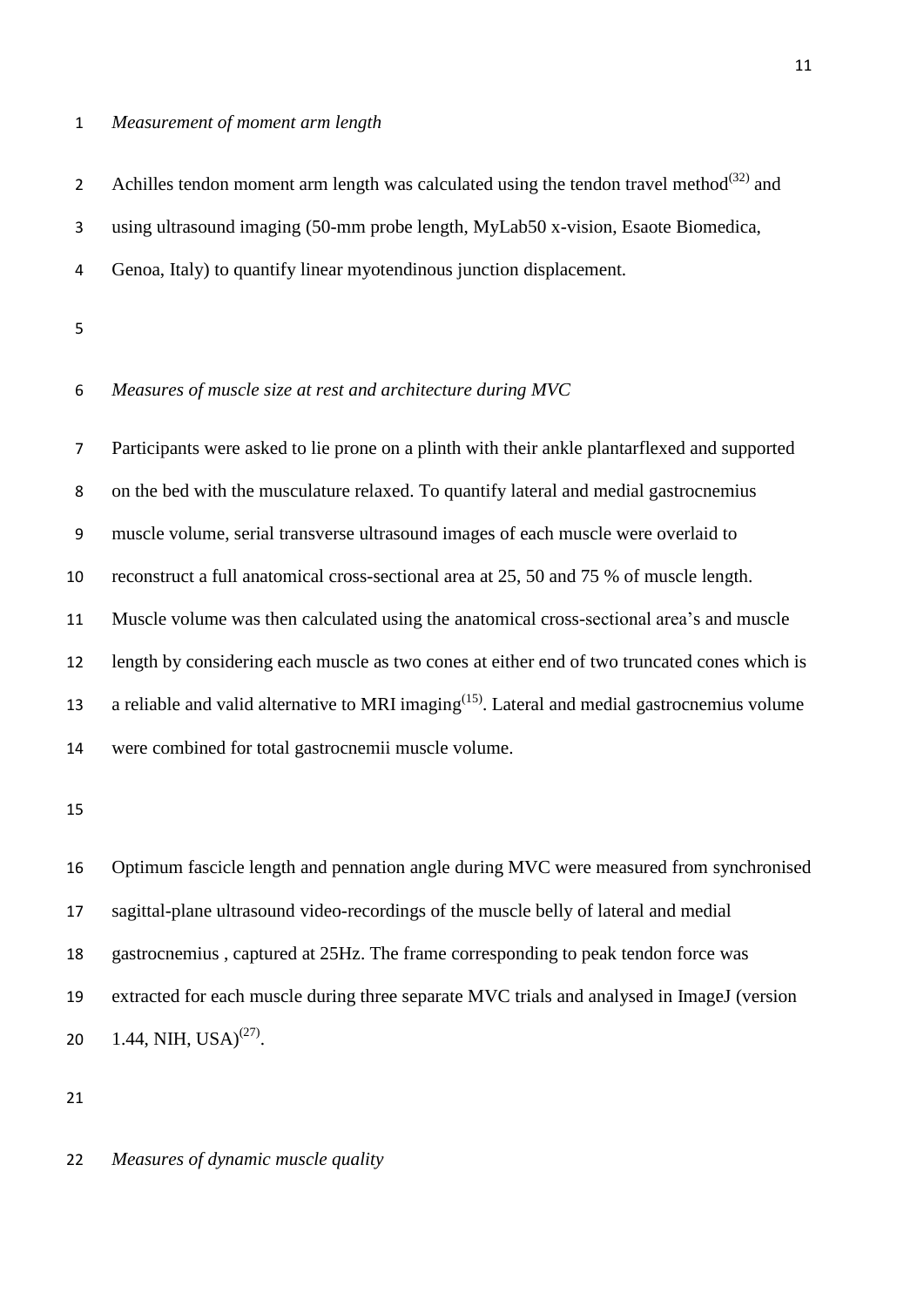*Measurement of moment arm length*

Achilles tendon moment arm length was calculated using the tendon travel method[32] and using ultrasound imaging (50-mm probe length, MyLab50 x-vision, Esaote Biomedica, Genoa, Italy) to quantify linear myotendinous junction displacement.

*Measures of muscle size at rest and architecture during MVC*

Participants were asked to lie prone on a plinth with their ankle plantarflexed and supported on the bed with the musculature relaxed. To quantify lateral and medial gastrocnemius muscle volume, serial transverse ultrasound images of each muscle were overlaid to reconstruct a full anatomical cross-sectional area at 25, 50 and 75 % of muscle length. Muscle volume was then calculated using the anatomical cross-sectional area's and muscle length by considering each muscle as two cones at either end of two truncated cones which is a reliable and valid alternative to MRI imaging[15]. Lateral and medial gastrocnemius volume were combined for total gastrocnemii muscle volume.

Optimum fascicle length and pennation angle during MVC were measured from synchronised sagittal-plane ultrasound video-recordings of the muscle belly of lateral and medial gastrocnemius , captured at 25Hz. The frame corresponding to peak tendon force was extracted for each muscle during three separate MVC trials and analysed in ImageJ (version 1.44, NIH, USA)[27].

*Measures of dynamic muscle quality*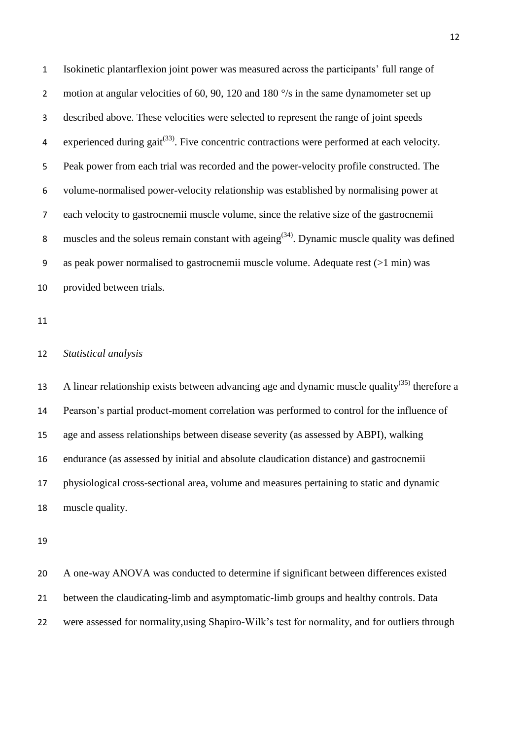Isokinetic plantarflexion joint power was measured across the participants' full range of motion at angular velocities of 60, 90, 120 and 180 °/s in the same dynamometer set up described above. These velocities were selected to represent the range of joint speeds experienced during gait[33]. Five concentric contractions were performed at each velocity. Peak power from each trial was recorded and the power-velocity profile constructed. The volume-normalised power-velocity relationship was established by normalising power at each velocity to gastrocnemii muscle volume, since the relative size of the gastrocnemii muscles and the soleus remain constant with ageing[34]. Dynamic muscle quality was defined as peak power normalised to gastrocnemii muscle volume. Adequate rest (>1 min) was provided between trials.

*Statistical analysis*

A linear relationship exists between advancing age and dynamic muscle quality[35] therefore a Pearson's partial product-moment correlation was performed to control for the influence of age and assess relationships between disease severity (as assessed by ABPI), walking endurance (as assessed by initial and absolute claudication distance) and gastrocnemii physiological cross-sectional area, volume and measures pertaining to static and dynamic muscle quality.

A one-way ANOVA was conducted to determine if significant between differences existed between the claudicating-limb and asymptomatic-limb groups and healthy controls. Data were assessed for normality,using Shapiro-Wilk's test for normality, and for outliers through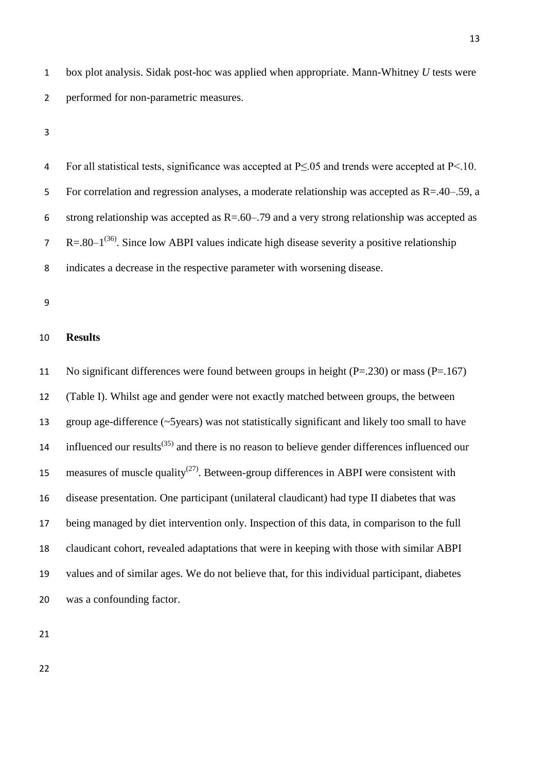box plot analysis. Sidak post-hoc was applied when appropriate. Mann-Whitney *U* tests were performed for non-parametric measures.

For all statistical tests, significance was accepted at $P \leq .05$ and trends were accepted at $P < .10$. For correlation and regression analyses, a moderate relationship was accepted as R=.40–.59, a strong relationship was accepted as R=.60–.79 and a very strong relationship was accepted as R=.80–1[36]. Since low ABPI values indicate high disease severity a positive relationship indicates a decrease in the respective parameter with worsening disease.

## Results

No significant differences were found between groups in height (P=.230) or mass (P=.167) (Table I). Whilst age and gender were not exactly matched between groups, the between group age-difference (~5years) was not statistically significant and likely too small to have influenced our results[35] and there is no reason to believe gender differences influenced our measures of muscle quality[27]. Between-group differences in ABPI were consistent with disease presentation. One participant (unilateral claudicant) had type II diabetes that was being managed by diet intervention only. Inspection of this data, in comparison to the full claudicant cohort, revealed adaptations that were in keeping with those with similar ABPI values and of similar ages. We do not believe that, for this individual participant, diabetes was a confounding factor.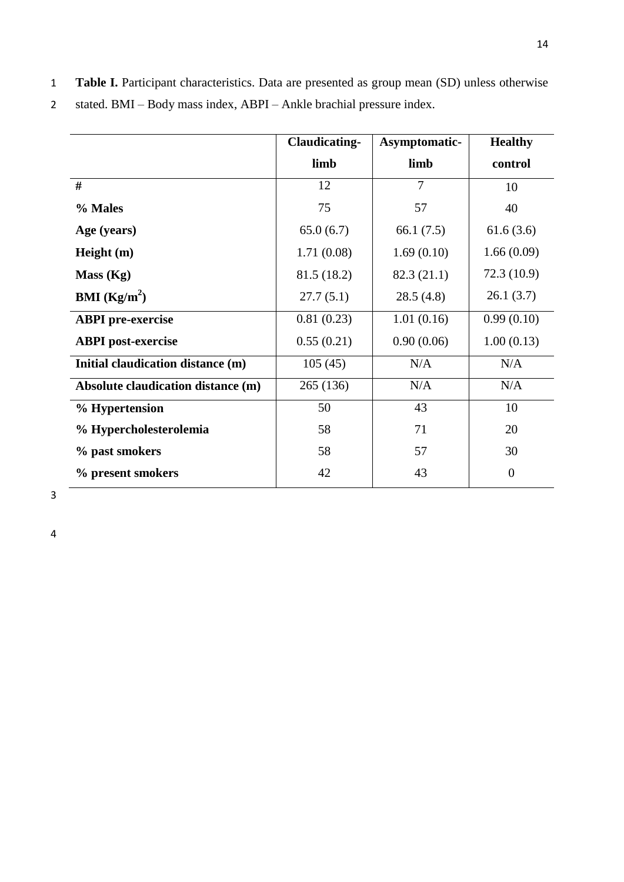**Table I.** Participant characteristics. Data are presented as group mean (SD) unless otherwise stated. BMI – Body mass index, ABPI – Ankle brachial pressure index.

| | **Claudicating-limb** | **Asymptomatic-limb** | **Healthy control** |
|---|---|---|---|
| **#** | 12 | 7 | 10 |
| **% Males** | 75 | 57 | 40 |
| **Age (years)** | 65.0 (6.7) | 66.1 (7.5) | 61.6 (3.6) |
| **Height (m)** | 1.71 (0.08) | 1.69 (0.10) | 1.66 (0.09) |
| **Mass (Kg)** | 81.5 (18.2) | 82.3 (21.1) | 72.3 (10.9) |
| **BMI ($Kg/m^2$)** | 27.7 (5.1) | 28.5 (4.8) | 26.1 (3.7) |
| **ABPI pre-exercise** | 0.81 (0.23) | 1.01 (0.16) | 0.99 (0.10) |
| **ABPI post-exercise** | 0.55 (0.21) | 0.90 (0.06) | 1.00 (0.13) |
| **Initial claudication distance (m)** | 105 (45) | N/A | N/A |
| **Absolute claudication distance (m)** | 265 (136) | N/A | N/A |
| **% Hypertension** | 50 | 43 | 10 |
| **% Hypercholesterolemia** | 58 | 71 | 20 |
| **% past smokers** | 58 | 57 | 30 |
| **% present smokers** | 42 | 43 | 0 |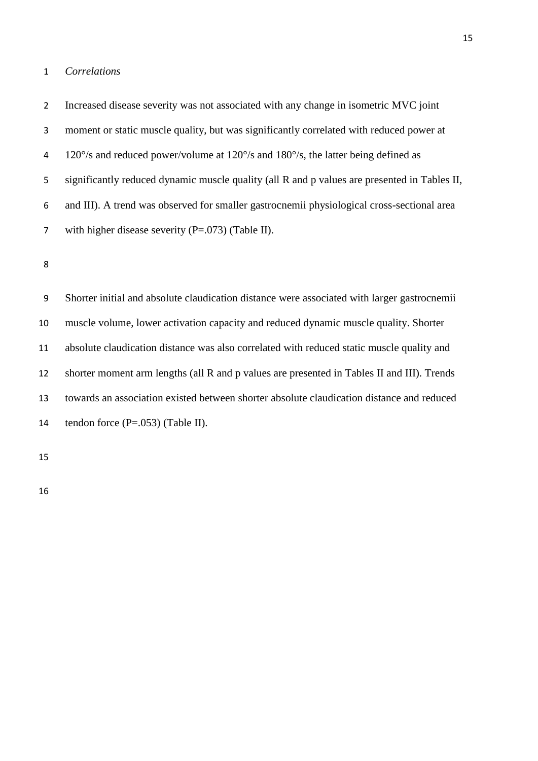*Correlations*

Increased disease severity was not associated with any change in isometric MVC joint moment or static muscle quality, but was significantly correlated with reduced power at 120°/s and reduced power/volume at 120°/s and 180°/s, the latter being defined as significantly reduced dynamic muscle quality (all R and p values are presented in Tables II, and III). A trend was observed for smaller gastrocnemii physiological cross-sectional area with higher disease severity (P=.073) (Table II).

Shorter initial and absolute claudication distance were associated with larger gastrocnemii muscle volume, lower activation capacity and reduced dynamic muscle quality. Shorter absolute claudication distance was also correlated with reduced static muscle quality and shorter moment arm lengths (all R and p values are presented in Tables II and III). Trends towards an association existed between shorter absolute claudication distance and reduced tendon force (P=.053) (Table II).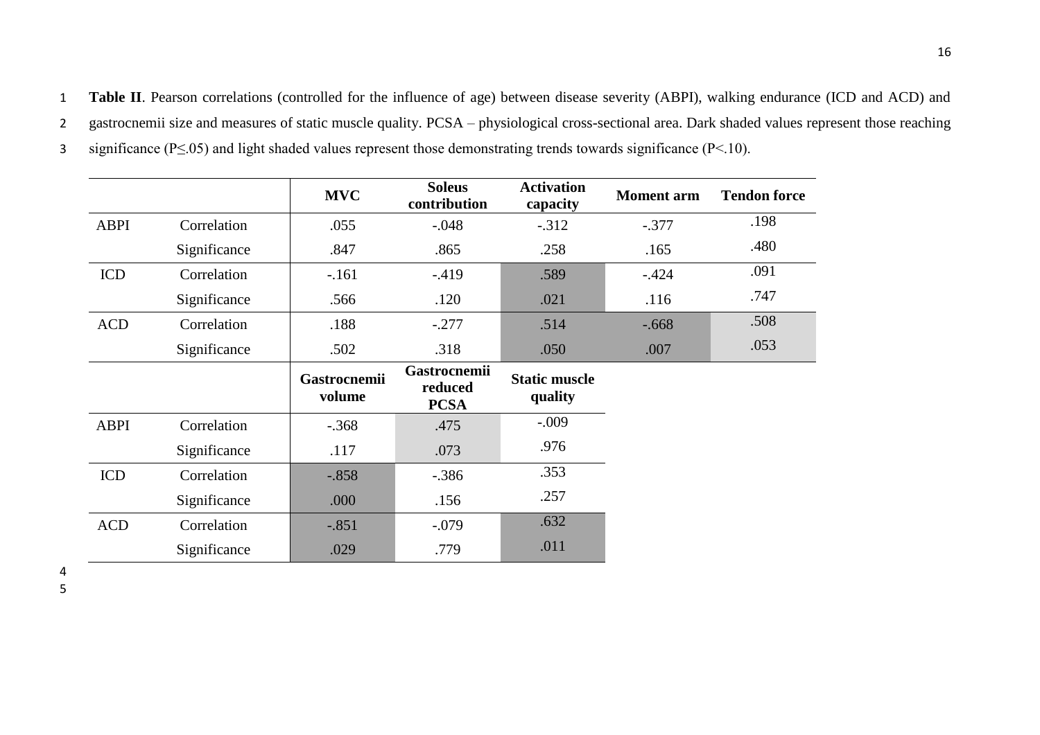**Table II**. Pearson correlations (controlled for the influence of age) between disease severity (ABPI), walking endurance (ICD and ACD) and gastrocnemii size and measures of static muscle quality. PCSA – physiological cross-sectional area. Dark shaded values represent those reaching significance (P≤.05) and light shaded values represent those demonstrating trends towards significance (P<.10).

| | | MVC | Soleus contribution | Activation capacity | Moment arm | Tendon force |
|---|---|---|---|---|---|---|
| ABPI | Correlation | .055 | -.048 | -.312 | -.377 | .198 |
| | Significance | .847 | .865 | .258 | .165 | .480 |
| ICD | Correlation | -.161 | -.419 | .589 | -.424 | .091 |
| | Significance | .566 | .120 | .021 | .116 | .747 |
| ACD | Correlation | .188 | -.277 | .514 | -.668 | .508 |
| | Significance | .502 | .318 | .050 | .007 | .053 |
| | | **Gastrocnemii volume** | **Gastrocnemii reduced PCSA** | **Static muscle quality** | | |
| ABPI | Correlation | -.368 | .475 | -.009 | | |
| | Significance | .117 | .073 | .976 | | |
| ICD | Correlation | -.858 | -.386 | .353 | | |
| | Significance | .000 | .156 | .257 | | |
| ACD | Correlation | -.851 | -.079 | .632 | | |
| | Significance | .029 | .779 | .011 | | |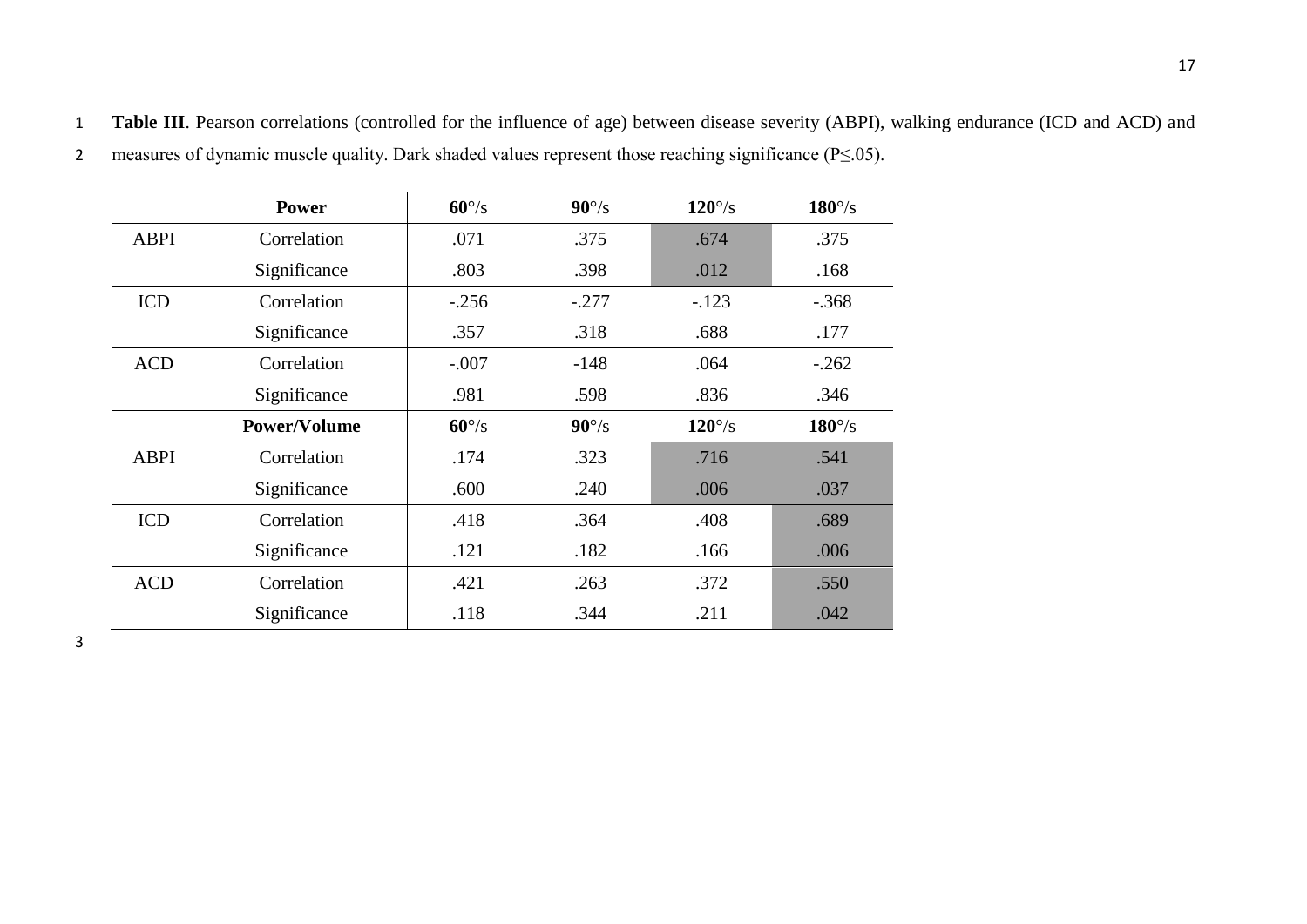**Table III**. Pearson correlations (controlled for the influence of age) between disease severity (ABPI), walking endurance (ICD and ACD) and measures of dynamic muscle quality. Dark shaded values represent those reaching significance (P≤.05).

| | Power | 60°/s | 90°/s | 120°/s | 180°/s |
|---|---|---|---|---|---|
| ABPI | Correlation | .071 | .375 | .674 | .375 |
| | Significance | .803 | .398 | .012 | .168 |
| ICD | Correlation | -.256 | -.277 | -.123 | -.368 |
| | Significance | .357 | .318 | .688 | .177 |
| ACD | Correlation | -.007 | -148 | .064 | -.262 |
| | Significance | .981 | .598 | .836 | .346 |
| | **Power/Volume** | **60°/s** | **90°/s** | **120°/s** | **180°/s** |
| ABPI | Correlation | .174 | .323 | .716 | .541 |
| | Significance | .600 | .240 | .006 | .037 |
| ICD | Correlation | .418 | .364 | .408 | .689 |
| | Significance | .121 | .182 | .166 | .006 |
| ACD | Correlation | .421 | .263 | .372 | .550 |
| | Significance | .118 | .344 | .211 | .042 |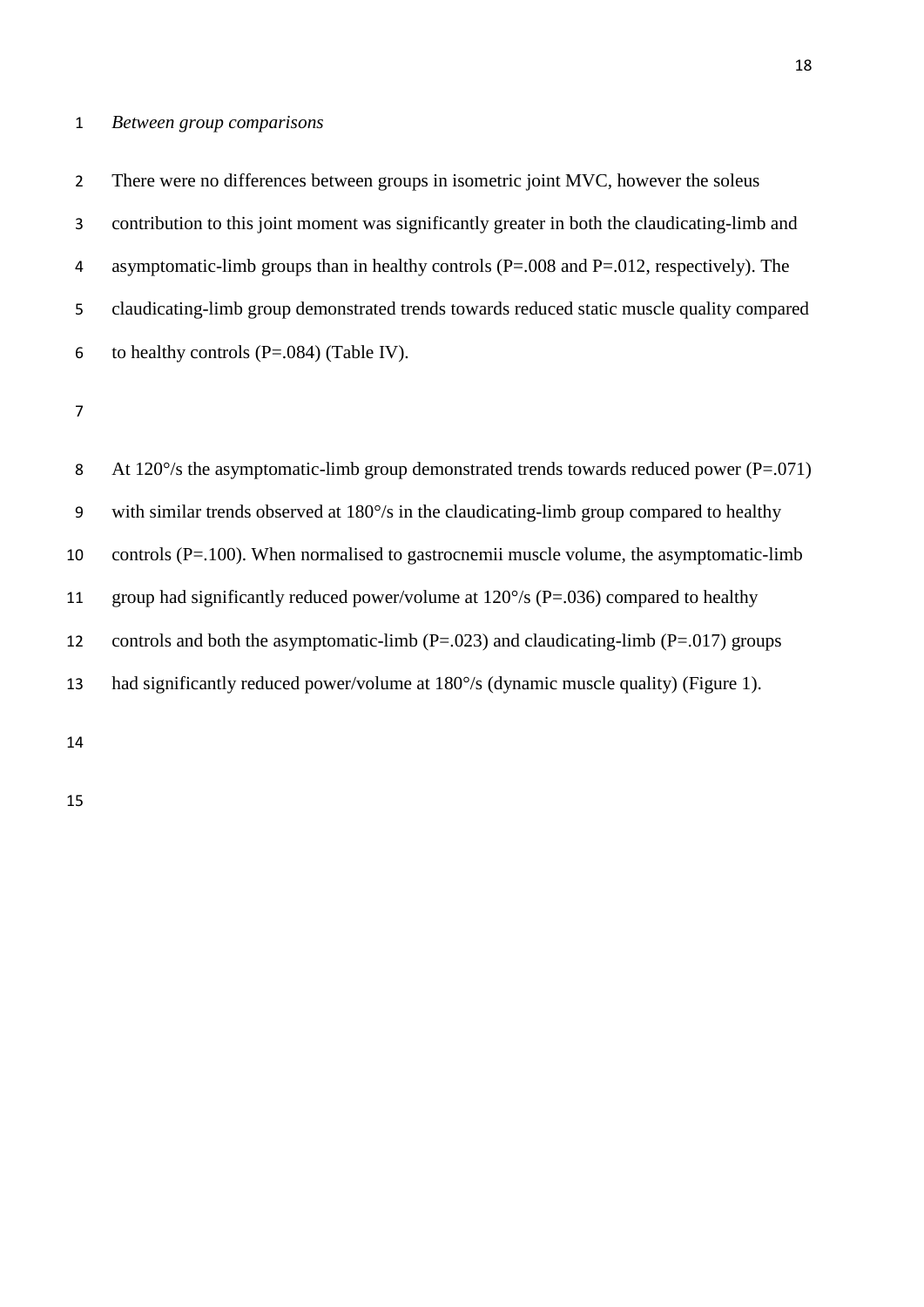*Between group comparisons*

There were no differences between groups in isometric joint MVC, however the soleus contribution to this joint moment was significantly greater in both the claudicating-limb and asymptomatic-limb groups than in healthy controls (P=.008 and P=.012, respectively). The claudicating-limb group demonstrated trends towards reduced static muscle quality compared to healthy controls (P=.084) (Table IV).

At 120°/s the asymptomatic-limb group demonstrated trends towards reduced power (P=.071) with similar trends observed at 180°/s in the claudicating-limb group compared to healthy controls (P=.100). When normalised to gastrocnemii muscle volume, the asymptomatic-limb group had significantly reduced power/volume at 120°/s (P=.036) compared to healthy controls and both the asymptomatic-limb (P=.023) and claudicating-limb (P=.017) groups had significantly reduced power/volume at 180°/s (dynamic muscle quality) (Figure 1).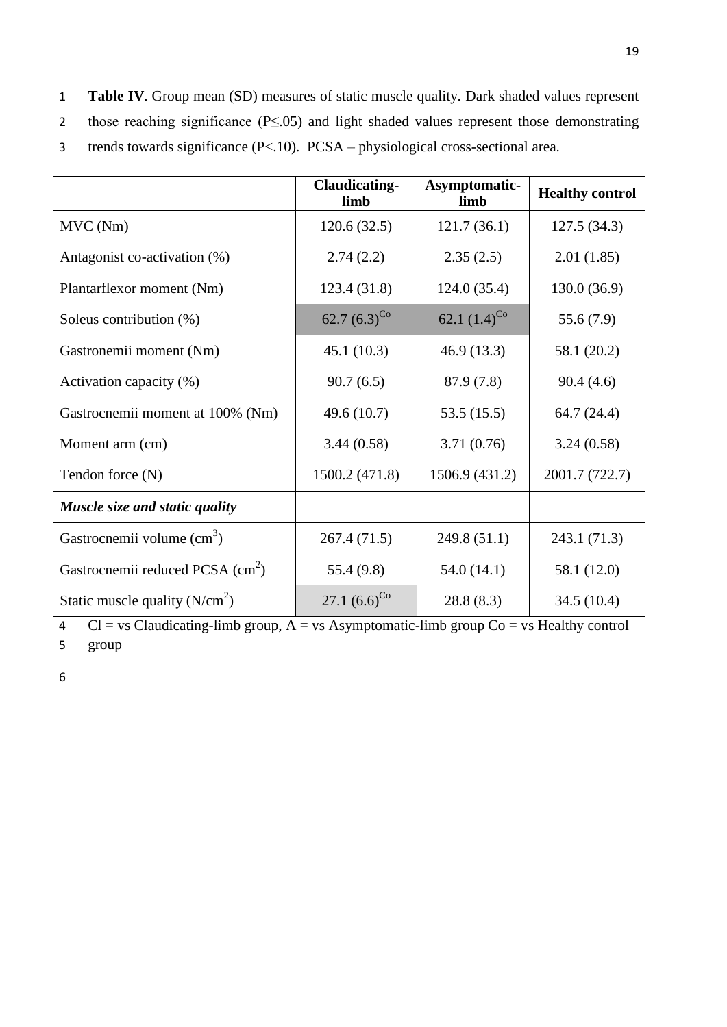**Table IV**. Group mean (SD) measures of static muscle quality. Dark shaded values represent those reaching significance (P≤.05) and light shaded values represent those demonstrating trends towards significance (P<.10). PCSA – physiological cross-sectional area.

| | Claudicating-limb | Asymptomatic-limb | Healthy control |
|---|---|---|---|
| MVC (Nm) | 120.6 (32.5) | 121.7 (36.1) | 127.5 (34.3) |
| Antagonist co-activation (%) | 2.74 (2.2) | 2.35 (2.5) | 2.01 (1.85) |
| Plantarflexor moment (Nm) | 123.4 (31.8) | 124.0 (35.4) | 130.0 (36.9) |
| Soleus contribution (%) | 62.7 (6.3)[Co] | 62.1 (1.4)[Co] | 55.6 (7.9) |
| Gastronemii moment (Nm) | 45.1 (10.3) | 46.9 (13.3) | 58.1 (20.2) |
| Activation capacity (%) | 90.7 (6.5) | 87.9 (7.8) | 90.4 (4.6) |
| Gastrocnemii moment at 100% (Nm) | 49.6 (10.7) | 53.5 (15.5) | 64.7 (24.4) |
| Moment arm (cm) | 3.44 (0.58) | 3.71 (0.76) | 3.24 (0.58) |
| Tendon force (N) | 1500.2 (471.8) | 1506.9 (431.2) | 2001.7 (722.7) |
| ***Muscle size and static quality*** | | | |
| Gastrocnemii volume ($cm^3$) | 267.4 (71.5) | 249.8 (51.1) | 243.1 (71.3) |
| Gastrocnemii reduced PCSA ($cm^2$) | 55.4 (9.8) | 54.0 (14.1) | 58.1 (12.0) |
| Static muscle quality ($N/cm^2$) | 27.1 (6.6)[Co] | 28.8 (8.3) | 34.5 (10.4) |

Cl = vs Claudicating-limb group, A = vs Asymptomatic-limb group Co = vs Healthy control group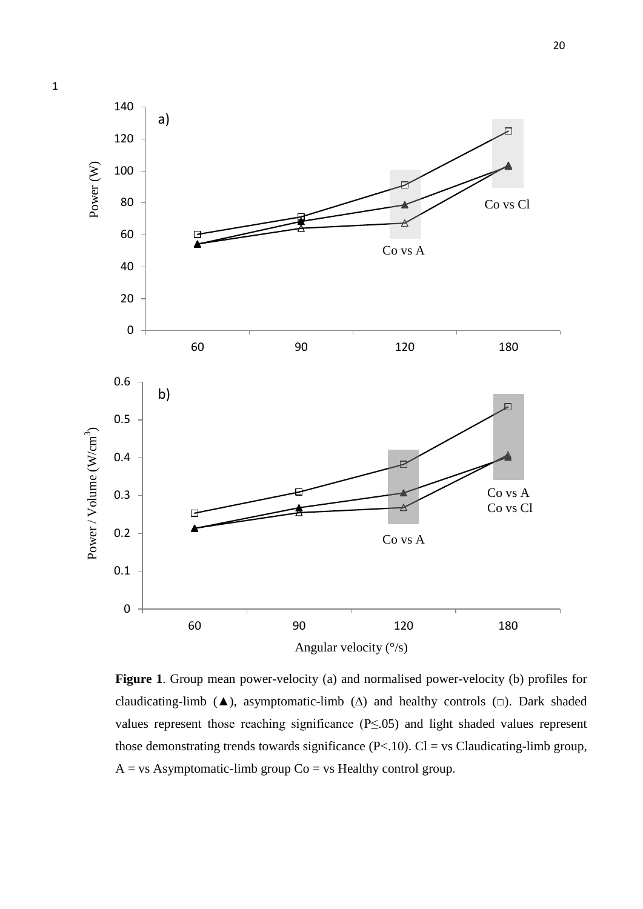**Figure 1**. Group mean power-velocity (a) and normalised power-velocity (b) profiles for claudicating-limb (▲), asymptomatic-limb (Δ) and healthy controls (□). Dark shaded values represent those reaching significance ($P \leq .05$) and light shaded values represent those demonstrating trends towards significance ($P < .10$). Cl = vs Claudicating-limb group, A = vs Asymptomatic-limb group Co = vs Healthy control group.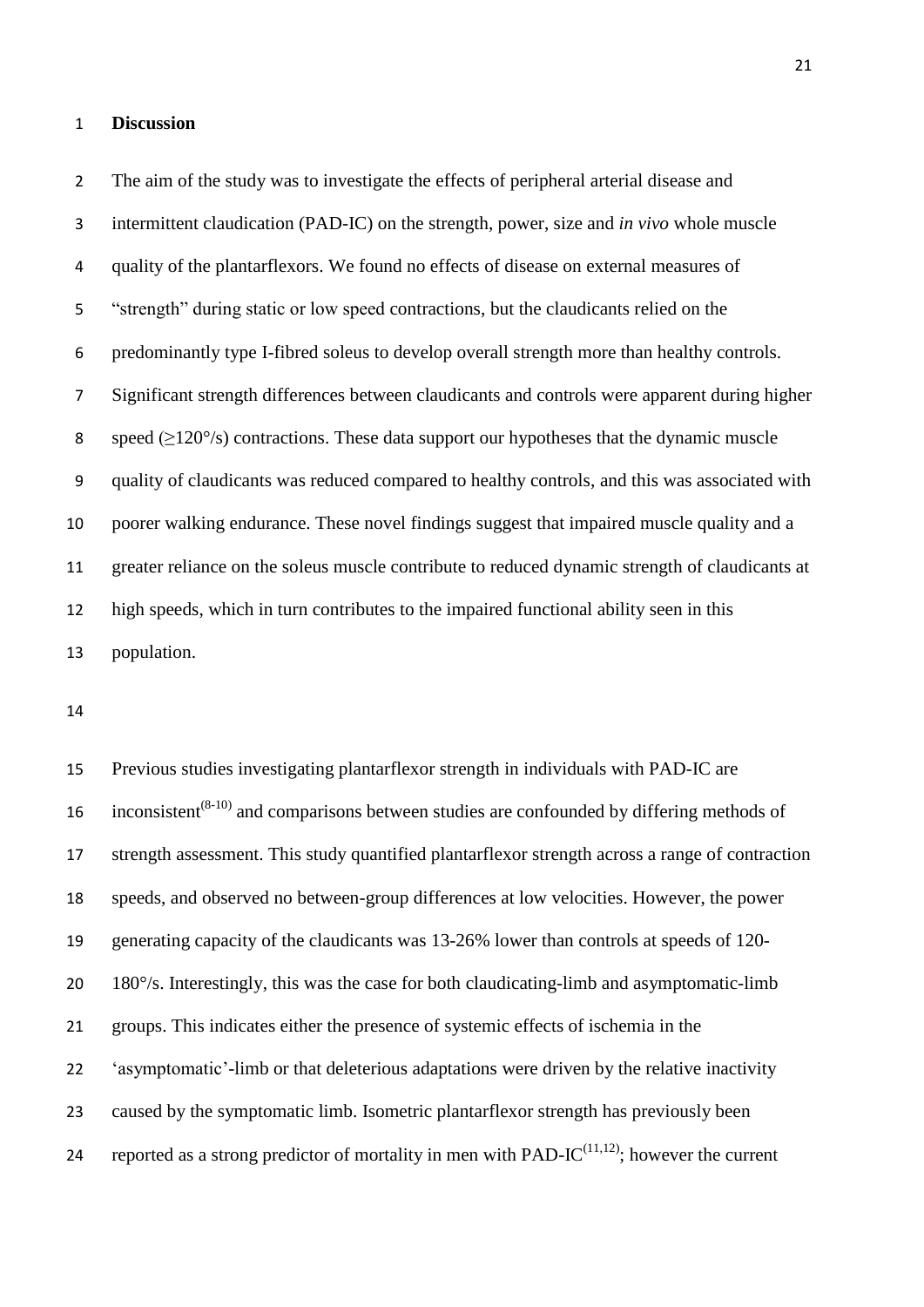# Discussion

The aim of the study was to investigate the effects of peripheral arterial disease and intermittent claudication (PAD-IC) on the strength, power, size and *in vivo* whole muscle quality of the plantarflexors. We found no effects of disease on external measures of "strength" during static or low speed contractions, but the claudicants relied on the predominantly type I-fibred soleus to develop overall strength more than healthy controls. Significant strength differences between claudicants and controls were apparent during higher speed (≥120°/s) contractions. These data support our hypotheses that the dynamic muscle quality of claudicants was reduced compared to healthy controls, and this was associated with poorer walking endurance. These novel findings suggest that impaired muscle quality and a greater reliance on the soleus muscle contribute to reduced dynamic strength of claudicants at high speeds, which in turn contributes to the impaired functional ability seen in this population.

Previous studies investigating plantarflexor strength in individuals with PAD-IC are inconsistent[8-10] and comparisons between studies are confounded by differing methods of strength assessment. This study quantified plantarflexor strength across a range of contraction speeds, and observed no between-group differences at low velocities. However, the power generating capacity of the claudicants was 13-26% lower than controls at speeds of 120-180°/s. Interestingly, this was the case for both claudicating-limb and asymptomatic-limb groups. This indicates either the presence of systemic effects of ischemia in the 'asymptomatic'-limb or that deleterious adaptations were driven by the relative inactivity caused by the symptomatic limb. Isometric plantarflexor strength has previously been reported as a strong predictor of mortality in men with PAD-IC[11,12]; however the current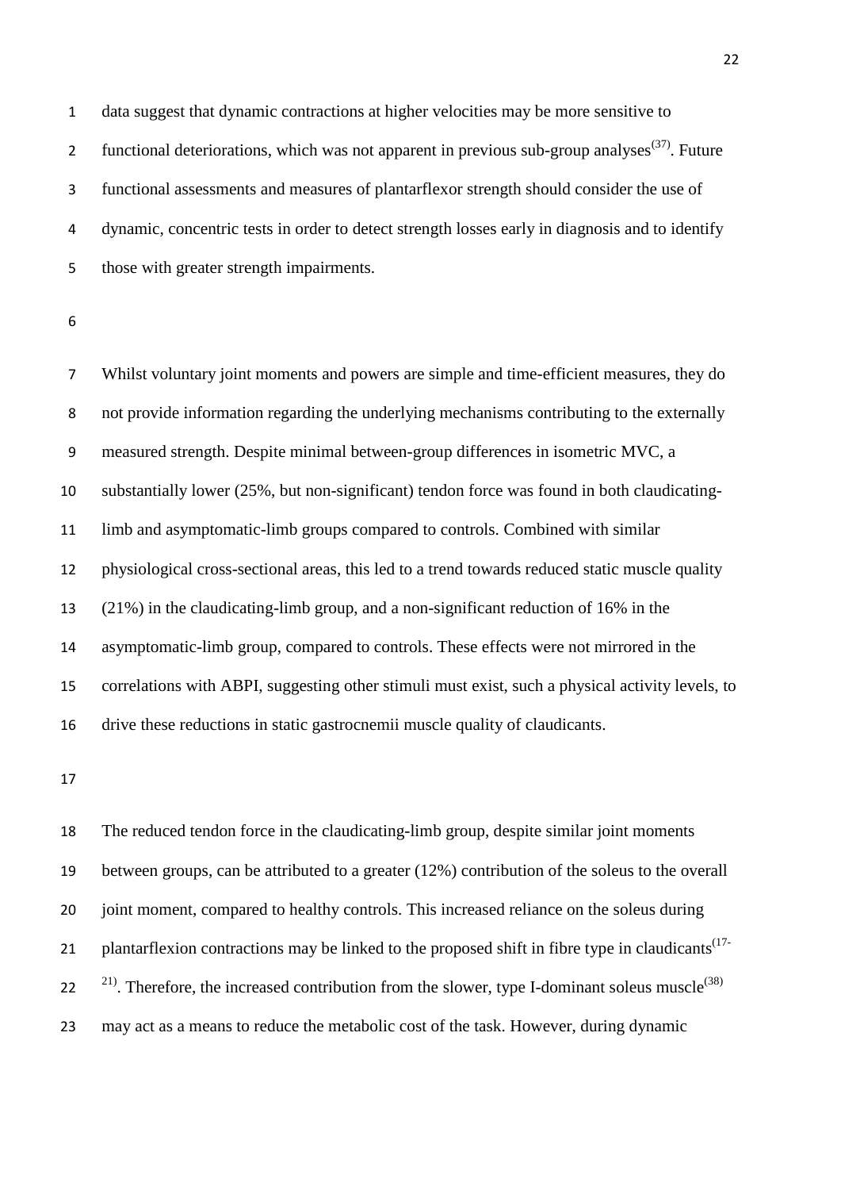data suggest that dynamic contractions at higher velocities may be more sensitive to functional deteriorations, which was not apparent in previous sub-group analyses[37]. Future functional assessments and measures of plantarflexor strength should consider the use of dynamic, concentric tests in order to detect strength losses early in diagnosis and to identify those with greater strength impairments.

Whilst voluntary joint moments and powers are simple and time-efficient measures, they do not provide information regarding the underlying mechanisms contributing to the externally measured strength. Despite minimal between-group differences in isometric MVC, a substantially lower (25%, but non-significant) tendon force was found in both claudicating-limb and asymptomatic-limb groups compared to controls. Combined with similar physiological cross-sectional areas, this led to a trend towards reduced static muscle quality (21%) in the claudicating-limb group, and a non-significant reduction of 16% in the asymptomatic-limb group, compared to controls. These effects were not mirrored in the correlations with ABPI, suggesting other stimuli must exist, such a physical activity levels, to drive these reductions in static gastrocnemii muscle quality of claudicants.

The reduced tendon force in the claudicating-limb group, despite similar joint moments between groups, can be attributed to a greater (12%) contribution of the soleus to the overall joint moment, compared to healthy controls. This increased reliance on the soleus during plantarflexion contractions may be linked to the proposed shift in fibre type in claudicants[17-21]. Therefore, the increased contribution from the slower, type I-dominant soleus muscle[38] may act as a means to reduce the metabolic cost of the task. However, during dynamic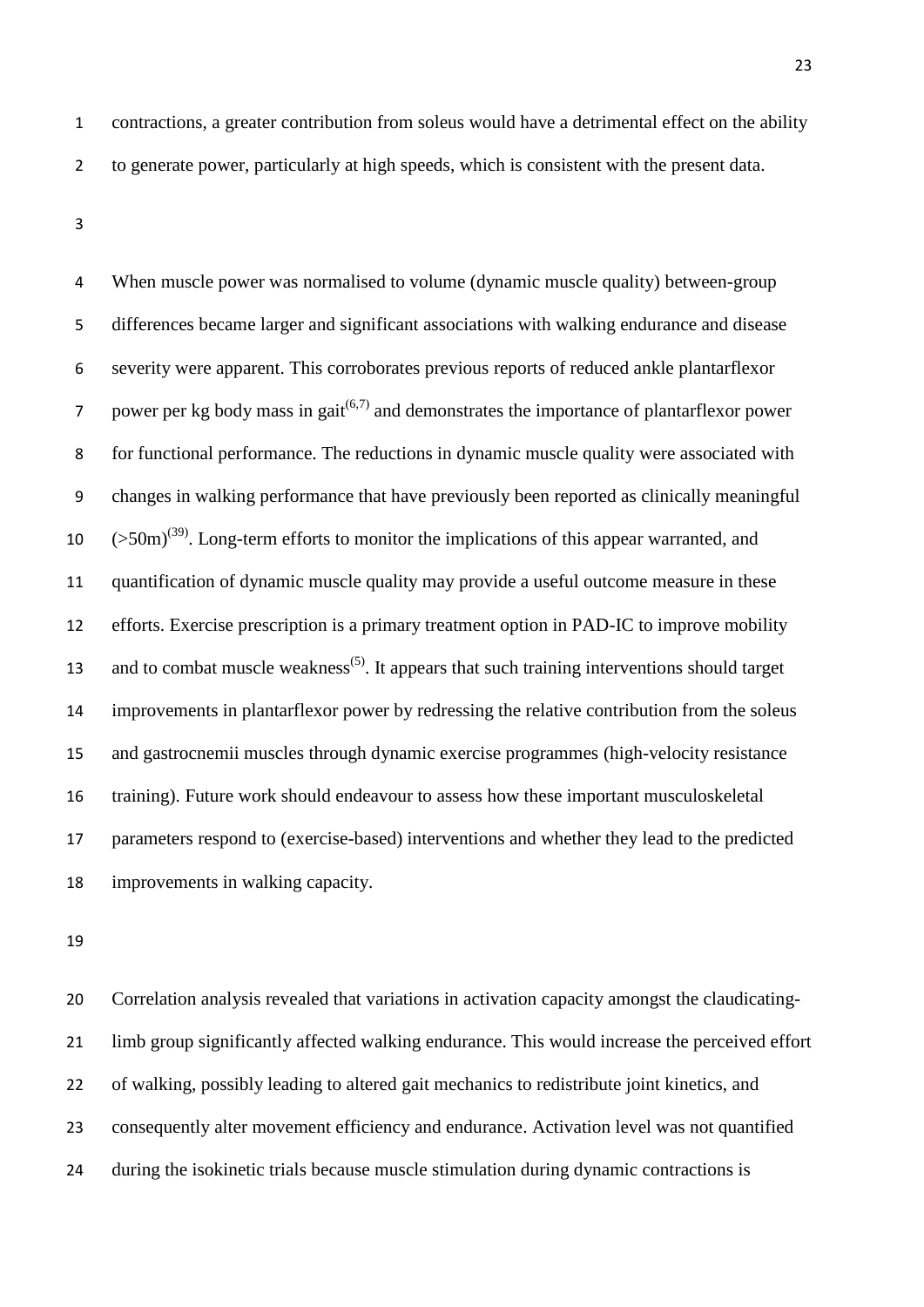contractions, a greater contribution from soleus would have a detrimental effect on the ability to generate power, particularly at high speeds, which is consistent with the present data.

When muscle power was normalised to volume (dynamic muscle quality) between-group differences became larger and significant associations with walking endurance and disease severity were apparent. This corroborates previous reports of reduced ankle plantarflexor power per kg body mass in gait[6,7] and demonstrates the importance of plantarflexor power for functional performance. The reductions in dynamic muscle quality were associated with changes in walking performance that have previously been reported as clinically meaningful (>50m)[39]. Long-term efforts to monitor the implications of this appear warranted, and quantification of dynamic muscle quality may provide a useful outcome measure in these efforts. Exercise prescription is a primary treatment option in PAD-IC to improve mobility and to combat muscle weakness[5]. It appears that such training interventions should target improvements in plantarflexor power by redressing the relative contribution from the soleus and gastrocnemii muscles through dynamic exercise programmes (high-velocity resistance training). Future work should endeavour to assess how these important musculoskeletal parameters respond to (exercise-based) interventions and whether they lead to the predicted improvements in walking capacity.

Correlation analysis revealed that variations in activation capacity amongst the claudicating-limb group significantly affected walking endurance. This would increase the perceived effort of walking, possibly leading to altered gait mechanics to redistribute joint kinetics, and consequently alter movement efficiency and endurance. Activation level was not quantified during the isokinetic trials because muscle stimulation during dynamic contractions is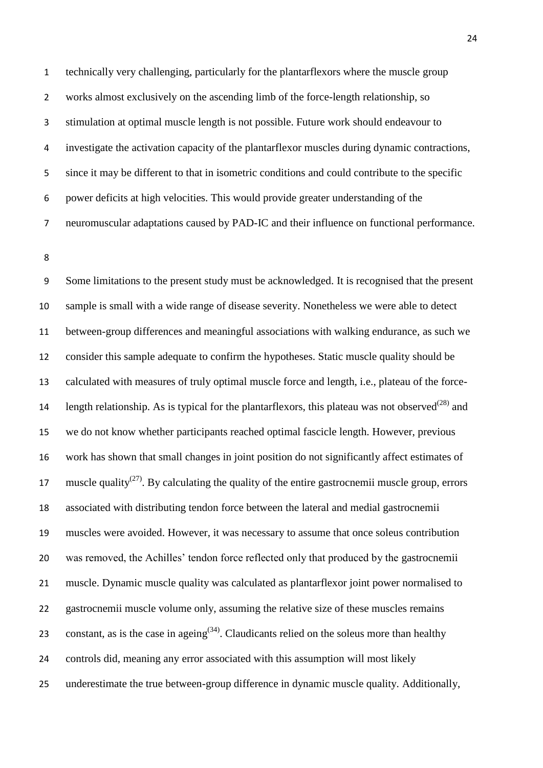technically very challenging, particularly for the plantarflexors where the muscle group works almost exclusively on the ascending limb of the force-length relationship, so stimulation at optimal muscle length is not possible. Future work should endeavour to investigate the activation capacity of the plantarflexor muscles during dynamic contractions, since it may be different to that in isometric conditions and could contribute to the specific power deficits at high velocities. This would provide greater understanding of the neuromuscular adaptations caused by PAD-IC and their influence on functional performance.

Some limitations to the present study must be acknowledged. It is recognised that the present sample is small with a wide range of disease severity. Nonetheless we were able to detect between-group differences and meaningful associations with walking endurance, as such we consider this sample adequate to confirm the hypotheses. Static muscle quality should be calculated with measures of truly optimal muscle force and length, i.e., plateau of the force-length relationship. As is typical for the plantarflexors, this plateau was not observed(28) and we do not know whether participants reached optimal fascicle length. However, previous work has shown that small changes in joint position do not significantly affect estimates of muscle quality(27). By calculating the quality of the entire gastrocnemii muscle group, errors associated with distributing tendon force between the lateral and medial gastrocnemii muscles were avoided. However, it was necessary to assume that once soleus contribution was removed, the Achilles' tendon force reflected only that produced by the gastrocnemii muscle. Dynamic muscle quality was calculated as plantarflexor joint power normalised to gastrocnemii muscle volume only, assuming the relative size of these muscles remains constant, as is the case in ageing(34). Claudicants relied on the soleus more than healthy controls did, meaning any error associated with this assumption will most likely underestimate the true between-group difference in dynamic muscle quality. Additionally,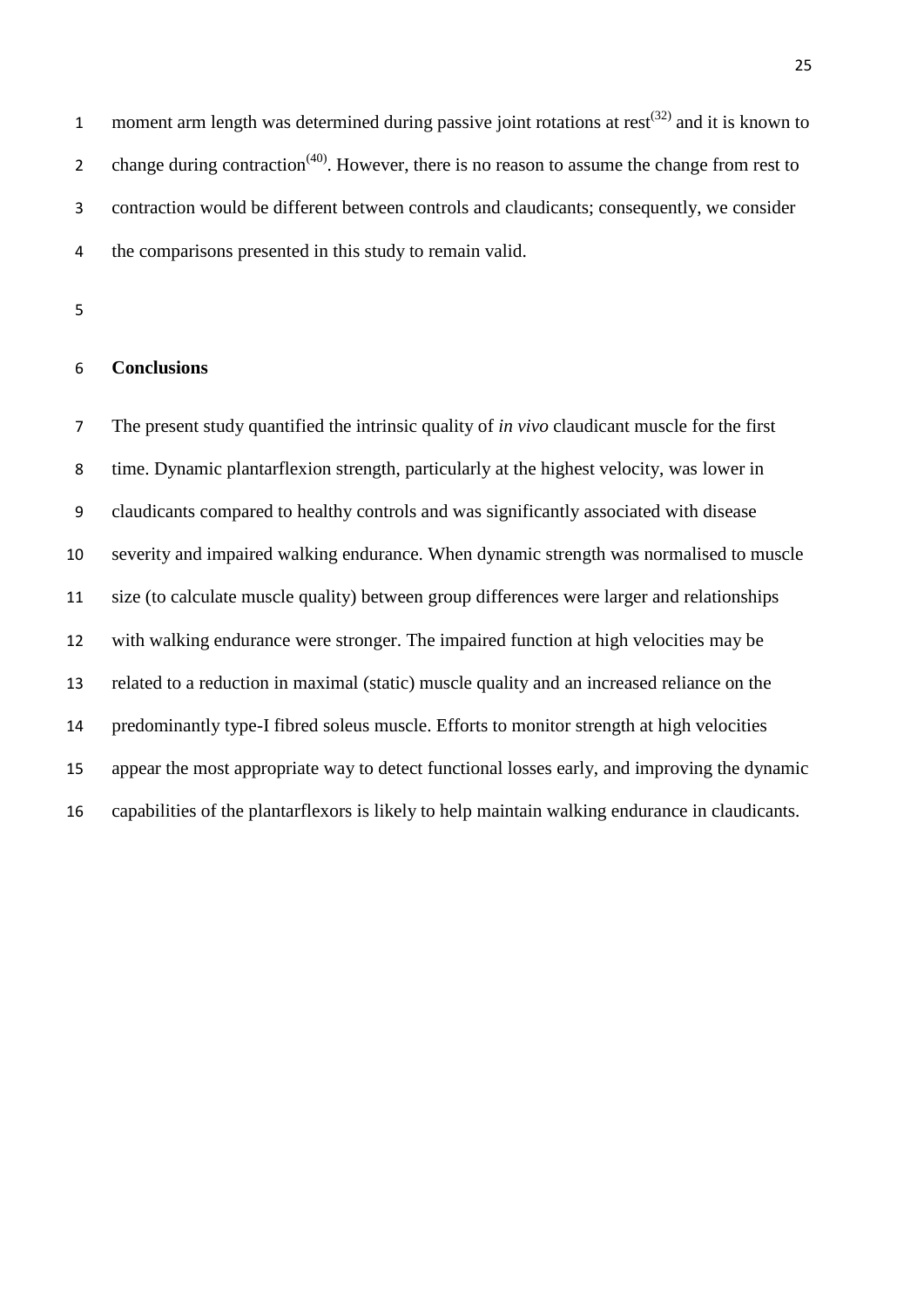moment arm length was determined during passive joint rotations at rest[32] and it is known to change during contraction[40]. However, there is no reason to assume the change from rest to contraction would be different between controls and claudicants; consequently, we consider the comparisons presented in this study to remain valid.

## Conclusions

The present study quantified the intrinsic quality of *in vivo* claudicant muscle for the first time. Dynamic plantarflexion strength, particularly at the highest velocity, was lower in claudicants compared to healthy controls and was significantly associated with disease severity and impaired walking endurance. When dynamic strength was normalised to muscle size (to calculate muscle quality) between group differences were larger and relationships with walking endurance were stronger. The impaired function at high velocities may be related to a reduction in maximal (static) muscle quality and an increased reliance on the predominantly type-I fibred soleus muscle. Efforts to monitor strength at high velocities appear the most appropriate way to detect functional losses early, and improving the dynamic capabilities of the plantarflexors is likely to help maintain walking endurance in claudicants.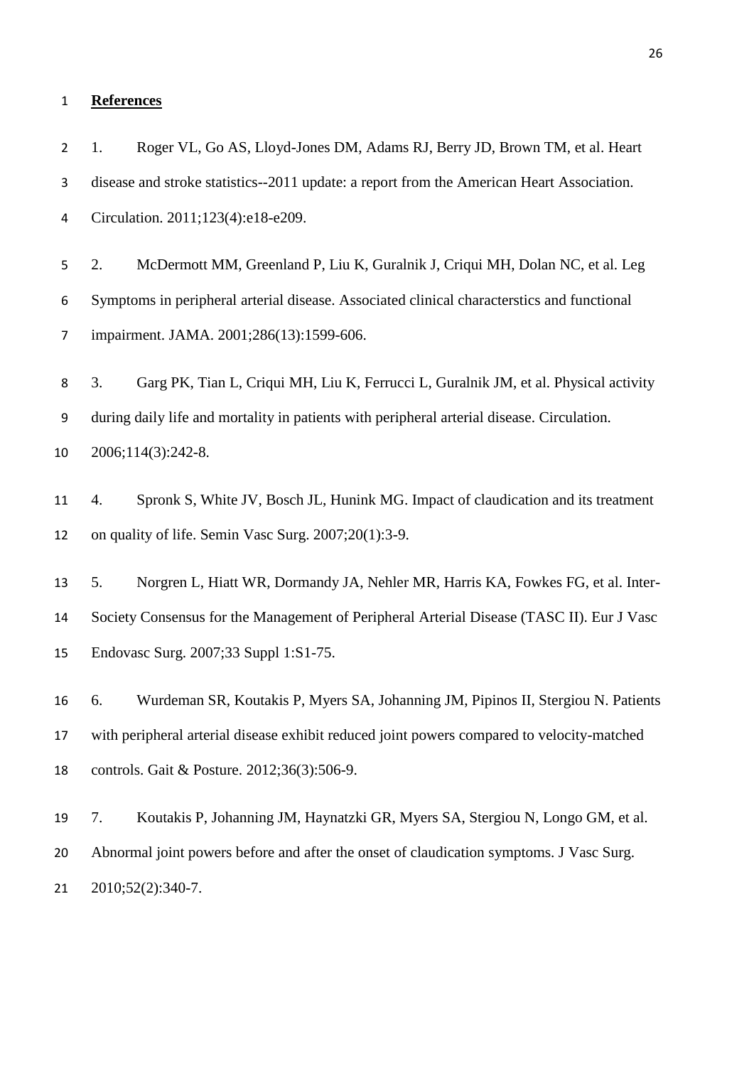**References**

1. Roger VL, Go AS, Lloyd-Jones DM, Adams RJ, Berry JD, Brown TM, et al. Heart disease and stroke statistics--2011 update: a report from the American Heart Association. Circulation. 2011;123(4):e18-e209.

2. McDermott MM, Greenland P, Liu K, Guralnik J, Criqui MH, Dolan NC, et al. Leg Symptoms in peripheral arterial disease. Associated clinical characterstics and functional impairment. JAMA. 2001;286(13):1599-606.

3. Garg PK, Tian L, Criqui MH, Liu K, Ferrucci L, Guralnik JM, et al. Physical activity during daily life and mortality in patients with peripheral arterial disease. Circulation. 2006;114(3):242-8.

4. Spronk S, White JV, Bosch JL, Hunink MG. Impact of claudication and its treatment on quality of life. Semin Vasc Surg. 2007;20(1):3-9.

5. Norgren L, Hiatt WR, Dormandy JA, Nehler MR, Harris KA, Fowkes FG, et al. Inter-Society Consensus for the Management of Peripheral Arterial Disease (TASC II). Eur J Vasc Endovasc Surg. 2007;33 Suppl 1:S1-75.

6. Wurdeman SR, Koutakis P, Myers SA, Johanning JM, Pipinos II, Stergiou N. Patients with peripheral arterial disease exhibit reduced joint powers compared to velocity-matched controls. Gait & Posture. 2012;36(3):506-9.

7. Koutakis P, Johanning JM, Haynatzki GR, Myers SA, Stergiou N, Longo GM, et al. Abnormal joint powers before and after the onset of claudication symptoms. J Vasc Surg. 2010;52(2):340-7.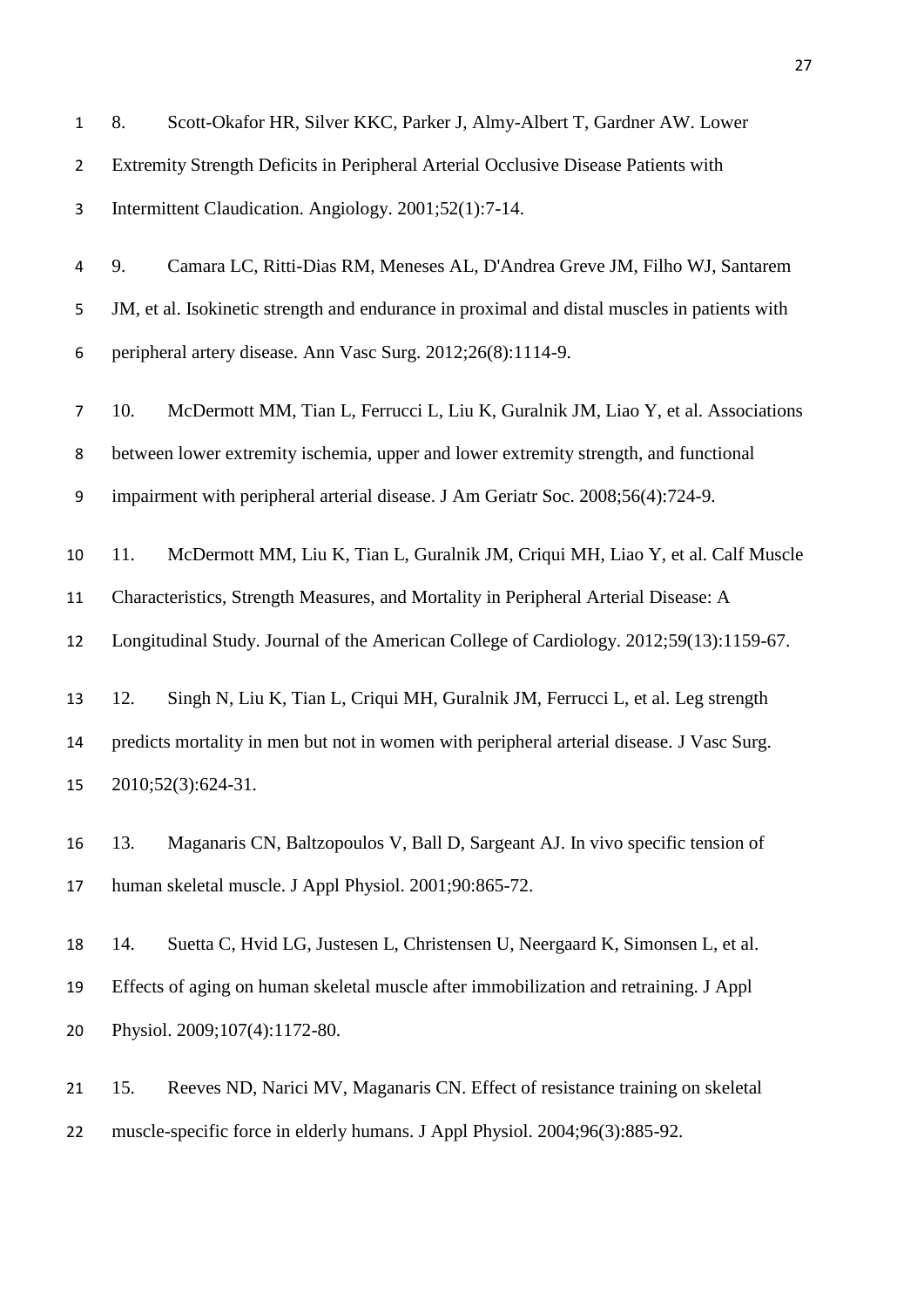8. Scott-Okafor HR, Silver KKC, Parker J, Almy-Albert T, Gardner AW. Lower Extremity Strength Deficits in Peripheral Arterial Occlusive Disease Patients with Intermittent Claudication. Angiology. 2001;52(1):7-14.

9. Camara LC, Ritti-Dias RM, Meneses AL, D'Andrea Greve JM, Filho WJ, Santarem JM, et al. Isokinetic strength and endurance in proximal and distal muscles in patients with peripheral artery disease. Ann Vasc Surg. 2012;26(8):1114-9.

10. McDermott MM, Tian L, Ferrucci L, Liu K, Guralnik JM, Liao Y, et al. Associations between lower extremity ischemia, upper and lower extremity strength, and functional impairment with peripheral arterial disease. J Am Geriatr Soc. 2008;56(4):724-9.

11. McDermott MM, Liu K, Tian L, Guralnik JM, Criqui MH, Liao Y, et al. Calf Muscle Characteristics, Strength Measures, and Mortality in Peripheral Arterial Disease: A Longitudinal Study. Journal of the American College of Cardiology. 2012;59(13):1159-67.

12. Singh N, Liu K, Tian L, Criqui MH, Guralnik JM, Ferrucci L, et al. Leg strength predicts mortality in men but not in women with peripheral arterial disease. J Vasc Surg. 2010;52(3):624-31.

13. Maganaris CN, Baltzopoulos V, Ball D, Sargeant AJ. In vivo specific tension of human skeletal muscle. J Appl Physiol. 2001;90:865-72.

14. Suetta C, Hvid LG, Justesen L, Christensen U, Neergaard K, Simonsen L, et al. Effects of aging on human skeletal muscle after immobilization and retraining. J Appl Physiol. 2009;107(4):1172-80.

15. Reeves ND, Narici MV, Maganaris CN. Effect of resistance training on skeletal muscle-specific force in elderly humans. J Appl Physiol. 2004;96(3):885-92.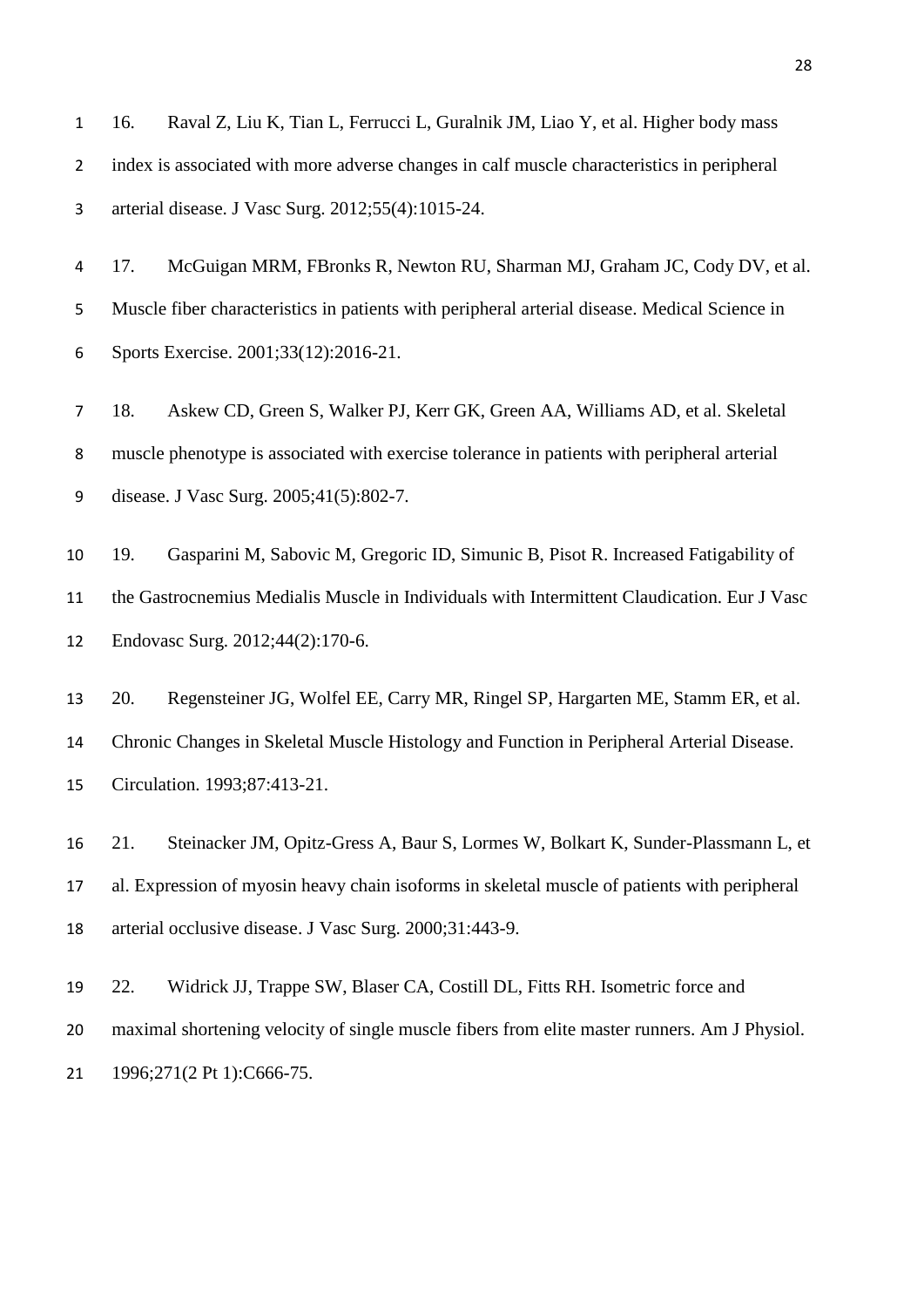16. Raval Z, Liu K, Tian L, Ferrucci L, Guralnik JM, Liao Y, et al. Higher body mass index is associated with more adverse changes in calf muscle characteristics in peripheral arterial disease. J Vasc Surg. 2012;55(4):1015-24.

17. McGuigan MRM, FBronks R, Newton RU, Sharman MJ, Graham JC, Cody DV, et al. Muscle fiber characteristics in patients with peripheral arterial disease. Medical Science in Sports Exercise. 2001;33(12):2016-21.

18. Askew CD, Green S, Walker PJ, Kerr GK, Green AA, Williams AD, et al. Skeletal muscle phenotype is associated with exercise tolerance in patients with peripheral arterial disease. J Vasc Surg. 2005;41(5):802-7.

19. Gasparini M, Sabovic M, Gregoric ID, Simunic B, Pisot R. Increased Fatigability of the Gastrocnemius Medialis Muscle in Individuals with Intermittent Claudication. Eur J Vasc Endovasc Surg. 2012;44(2):170-6.

20. Regensteiner JG, Wolfel EE, Carry MR, Ringel SP, Hargarten ME, Stamm ER, et al. Chronic Changes in Skeletal Muscle Histology and Function in Peripheral Arterial Disease. Circulation. 1993;87:413-21.

21. Steinacker JM, Opitz-Gress A, Baur S, Lormes W, Bolkart K, Sunder-Plassmann L, et al. Expression of myosin heavy chain isoforms in skeletal muscle of patients with peripheral arterial occlusive disease. J Vasc Surg. 2000;31:443-9.

22. Widrick JJ, Trappe SW, Blaser CA, Costill DL, Fitts RH. Isometric force and maximal shortening velocity of single muscle fibers from elite master runners. Am J Physiol. 1996;271(2 Pt 1):C666-75.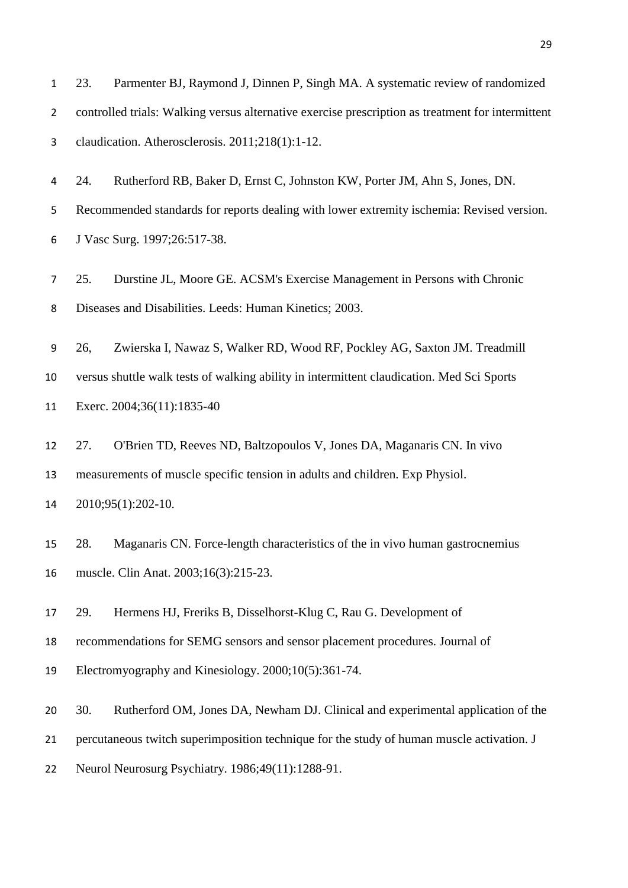23. Parmenter BJ, Raymond J, Dinnen P, Singh MA. A systematic review of randomized controlled trials: Walking versus alternative exercise prescription as treatment for intermittent claudication. Atherosclerosis. 2011;218(1):1-12.

24. Rutherford RB, Baker D, Ernst C, Johnston KW, Porter JM, Ahn S, Jones, DN. Recommended standards for reports dealing with lower extremity ischemia: Revised version. J Vasc Surg. 1997;26:517-38.

25. Durstine JL, Moore GE. ACSM's Exercise Management in Persons with Chronic Diseases and Disabilities. Leeds: Human Kinetics; 2003.

26, Zwierska I, Nawaz S, Walker RD, Wood RF, Pockley AG, Saxton JM. Treadmill versus shuttle walk tests of walking ability in intermittent claudication. Med Sci Sports Exerc. 2004;36(11):1835-40

27. O'Brien TD, Reeves ND, Baltzopoulos V, Jones DA, Maganaris CN. In vivo measurements of muscle specific tension in adults and children. Exp Physiol. 2010;95(1):202-10.

28. Maganaris CN. Force-length characteristics of the in vivo human gastrocnemius muscle. Clin Anat. 2003;16(3):215-23.

29. Hermens HJ, Freriks B, Disselhorst-Klug C, Rau G. Development of recommendations for SEMG sensors and sensor placement procedures. Journal of Electromyography and Kinesiology. 2000;10(5):361-74.

30. Rutherford OM, Jones DA, Newham DJ. Clinical and experimental application of the percutaneous twitch superimposition technique for the study of human muscle activation. J Neurol Neurosurg Psychiatry. 1986;49(11):1288-91.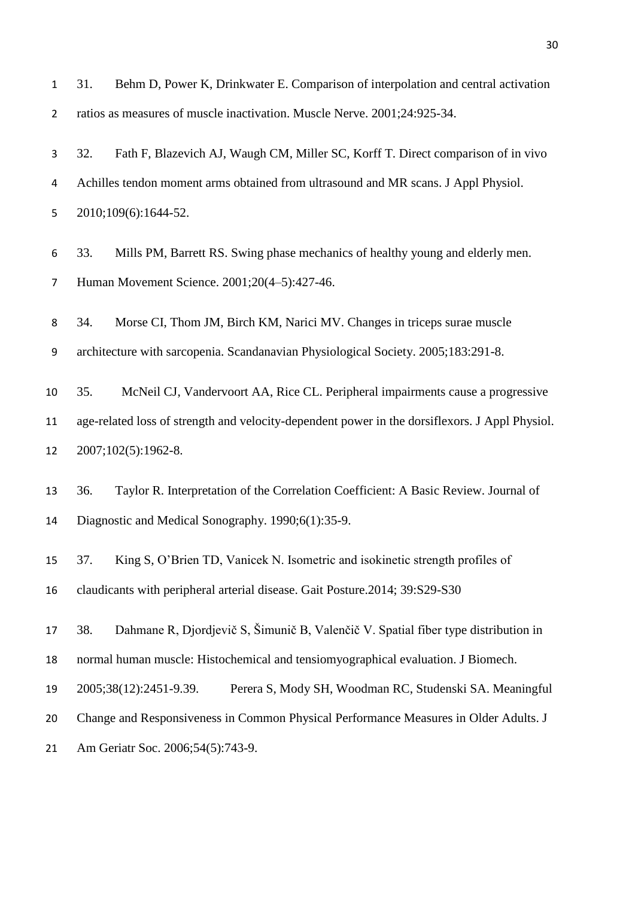31. Behm D, Power K, Drinkwater E. Comparison of interpolation and central activation ratios as measures of muscle inactivation. Muscle Nerve. 2001;24:925-34.

32. Fath F, Blazevich AJ, Waugh CM, Miller SC, Korff T. Direct comparison of in vivo Achilles tendon moment arms obtained from ultrasound and MR scans. J Appl Physiol. 2010;109(6):1644-52.

33. Mills PM, Barrett RS. Swing phase mechanics of healthy young and elderly men. Human Movement Science. 2001;20(4–5):427-46.

34. Morse CI, Thom JM, Birch KM, Narici MV. Changes in triceps surae muscle architecture with sarcopenia. Scandanavian Physiological Society. 2005;183:291-8.

35. McNeil CJ, Vandervoort AA, Rice CL. Peripheral impairments cause a progressive age-related loss of strength and velocity-dependent power in the dorsiflexors. J Appl Physiol. 2007;102(5):1962-8.

36. Taylor R. Interpretation of the Correlation Coefficient: A Basic Review. Journal of Diagnostic and Medical Sonography. 1990;6(1):35-9.

37. King S, O'Brien TD, Vanicek N. Isometric and isokinetic strength profiles of claudicants with peripheral arterial disease. Gait Posture.2014; 39:S29-S30

38. Dahmane R, Djordjevič S, Šimunič B, Valenčič V. Spatial fiber type distribution in normal human muscle: Histochemical and tensiomyographical evaluation. J Biomech. 2005;38(12):2451-9.39. Perera S, Mody SH, Woodman RC, Studenski SA. Meaningful Change and Responsiveness in Common Physical Performance Measures in Older Adults. J Am Geriatr Soc. 2006;54(5):743-9.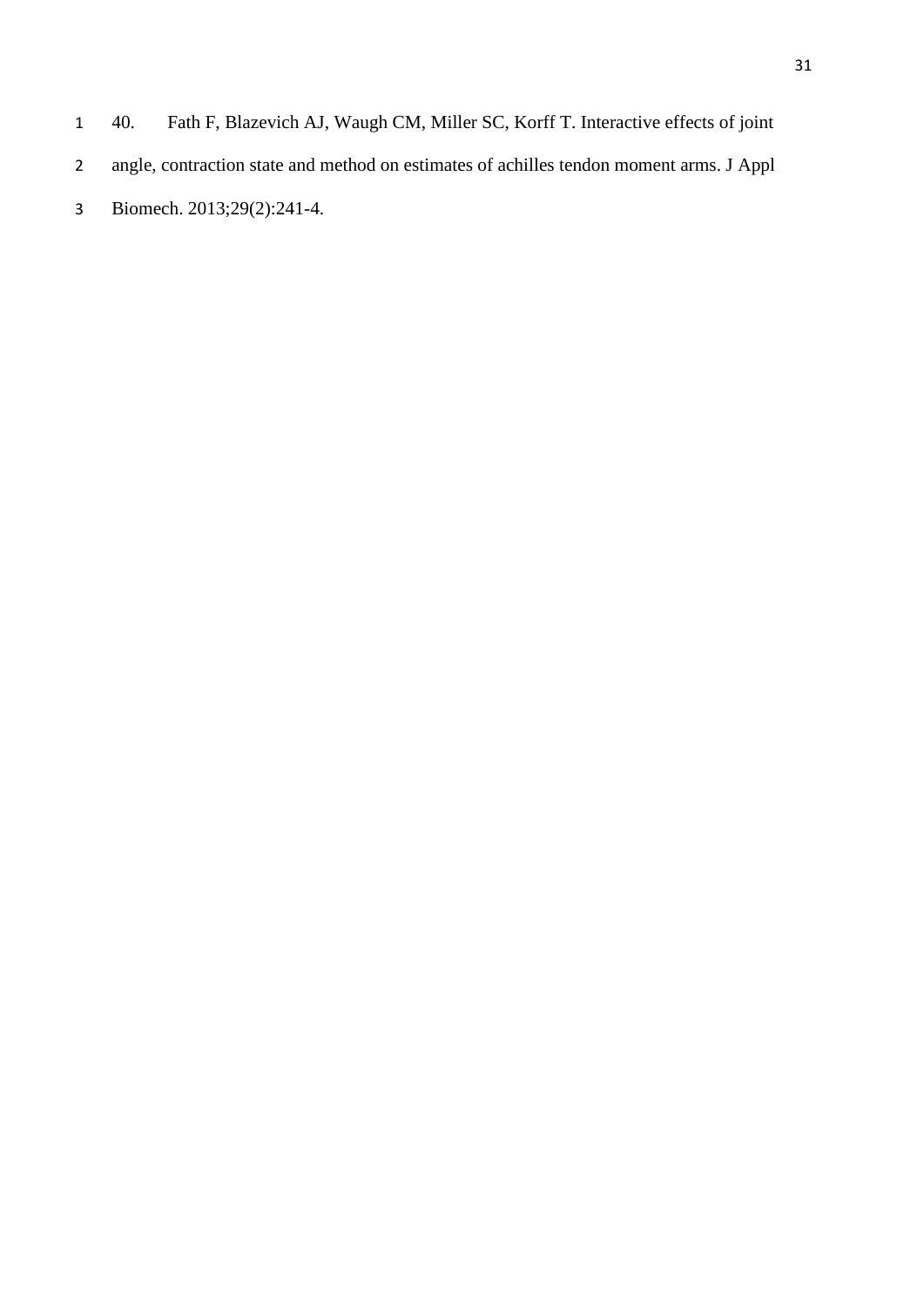40. Fath F, Blazevich AJ, Waugh CM, Miller SC, Korff T. Interactive effects of joint angle, contraction state and method on estimates of achilles tendon moment arms. J Appl Biomech. 2013;29(2):241-4.